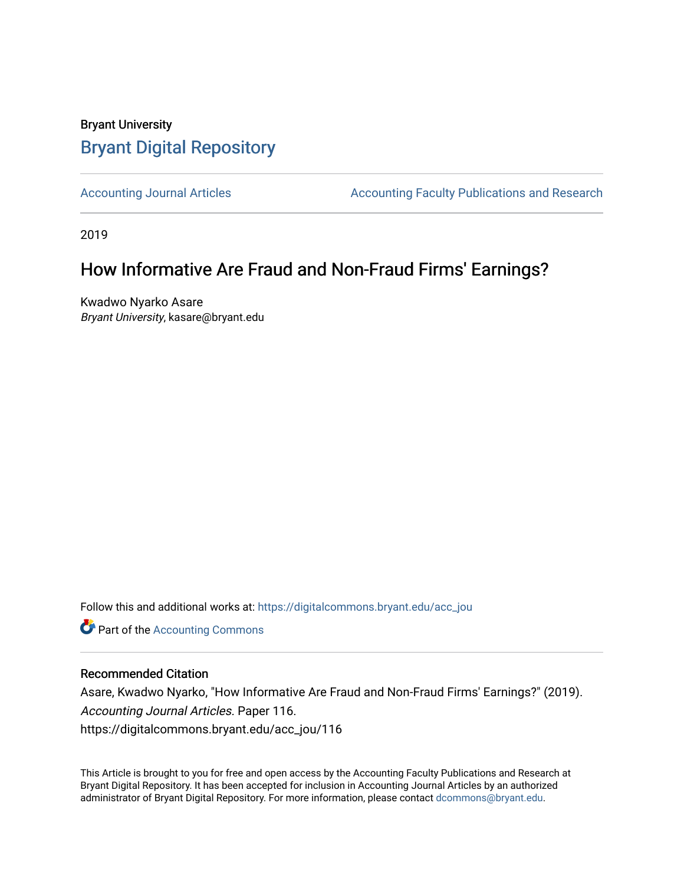Bryant University

# Bryant Digital Repository

Accounting Journal Articles | Accounting Faculty Publications and Research

2019

## How Informative Are Fraud and Non-Fraud Firms' Earnings?

Kwadwo Nyarko Asare
*Bryant University*, kasare@bryant.edu

Follow this and additional works at: https://digitalcommons.bryant.edu/acc_jou

Part of the Accounting Commons

### Recommended Citation

Asare, Kwadwo Nyarko, "How Informative Are Fraud and Non-Fraud Firms' Earnings?" (2019). *Accounting Journal Articles.* Paper 116.
https://digitalcommons.bryant.edu/acc_jou/116

This Article is brought to you for free and open access by the Accounting Faculty Publications and Research at Bryant Digital Repository. It has been accepted for inclusion in Accounting Journal Articles by an authorized administrator of Bryant Digital Repository. For more information, please contact dcommons@bryant.edu.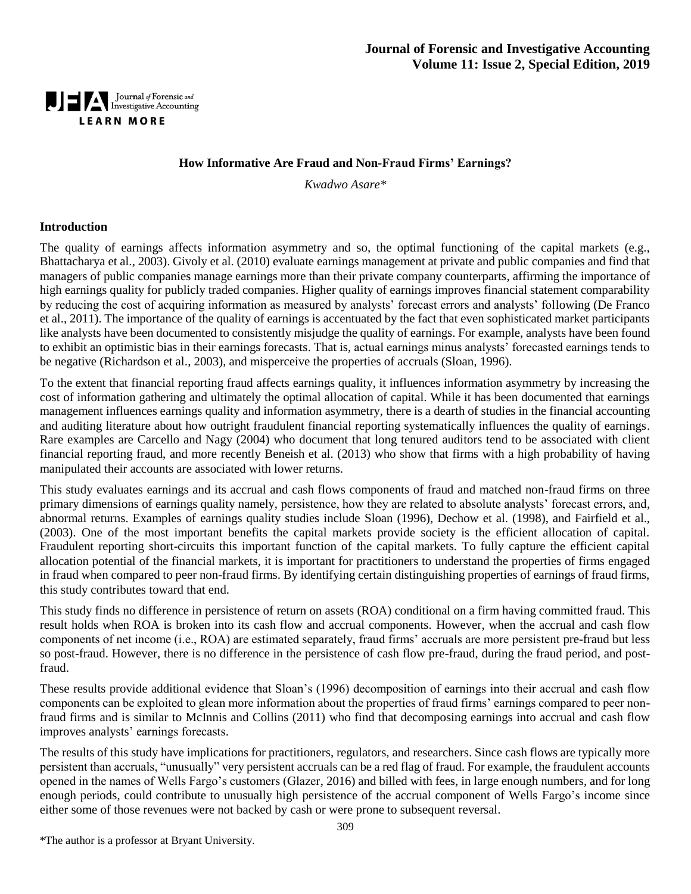## How Informative Are Fraud and Non-Fraud Firms' Earnings?

*Kwadwo Asare\**

### Introduction

The quality of earnings affects information asymmetry and so, the optimal functioning of the capital markets (e.g., Bhattacharya et al., 2003). Givoly et al. (2010) evaluate earnings management at private and public companies and find that managers of public companies manage earnings more than their private company counterparts, affirming the importance of high earnings quality for publicly traded companies. Higher quality of earnings improves financial statement comparability by reducing the cost of acquiring information as measured by analysts' forecast errors and analysts' following (De Franco et al., 2011). The importance of the quality of earnings is accentuated by the fact that even sophisticated market participants like analysts have been documented to consistently misjudge the quality of earnings. For example, analysts have been found to exhibit an optimistic bias in their earnings forecasts. That is, actual earnings minus analysts' forecasted earnings tends to be negative (Richardson et al., 2003), and misperceive the properties of accruals (Sloan, 1996).

To the extent that financial reporting fraud affects earnings quality, it influences information asymmetry by increasing the cost of information gathering and ultimately the optimal allocation of capital. While it has been documented that earnings management influences earnings quality and information asymmetry, there is a dearth of studies in the financial accounting and auditing literature about how outright fraudulent financial reporting systematically influences the quality of earnings. Rare examples are Carcello and Nagy (2004) who document that long tenured auditors tend to be associated with client financial reporting fraud, and more recently Beneish et al. (2013) who show that firms with a high probability of having manipulated their accounts are associated with lower returns.

This study evaluates earnings and its accrual and cash flows components of fraud and matched non-fraud firms on three primary dimensions of earnings quality namely, persistence, how they are related to absolute analysts' forecast errors, and, abnormal returns. Examples of earnings quality studies include Sloan (1996), Dechow et al. (1998), and Fairfield et al., (2003). One of the most important benefits the capital markets provide society is the efficient allocation of capital. Fraudulent reporting short-circuits this important function of the capital markets. To fully capture the efficient capital allocation potential of the financial markets, it is important for practitioners to understand the properties of firms engaged in fraud when compared to peer non-fraud firms. By identifying certain distinguishing properties of earnings of fraud firms, this study contributes toward that end.

This study finds no difference in persistence of return on assets (ROA) conditional on a firm having committed fraud. This result holds when ROA is broken into its cash flow and accrual components. However, when the accrual and cash flow components of net income (i.e., ROA) are estimated separately, fraud firms' accruals are more persistent pre-fraud but less so post-fraud. However, there is no difference in the persistence of cash flow pre-fraud, during the fraud period, and post-fraud.

These results provide additional evidence that Sloan's (1996) decomposition of earnings into their accrual and cash flow components can be exploited to glean more information about the properties of fraud firms' earnings compared to peer non-fraud firms and is similar to McInnis and Collins (2011) who find that decomposing earnings into accrual and cash flow improves analysts' earnings forecasts.

The results of this study have implications for practitioners, regulators, and researchers. Since cash flows are typically more persistent than accruals, "unusually" very persistent accruals can be a red flag of fraud. For example, the fraudulent accounts opened in the names of Wells Fargo's customers (Glazer, 2016) and billed with fees, in large enough numbers, and for long enough periods, could contribute to unusually high persistence of the accrual component of Wells Fargo's income since either some of those revenues were not backed by cash or were prone to subsequent reversal.

\*The author is a professor at Bryant University.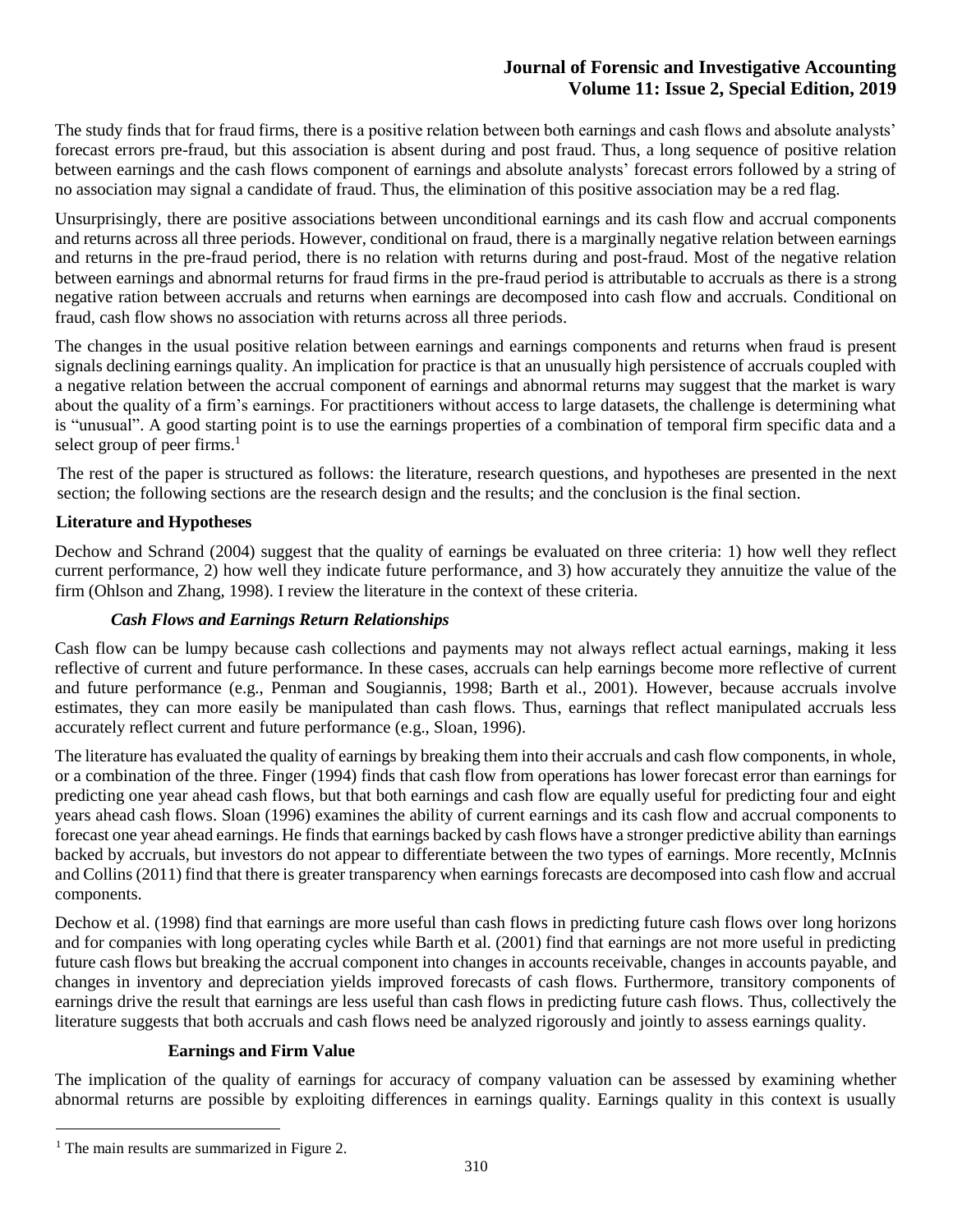The study finds that for fraud firms, there is a positive relation between both earnings and cash flows and absolute analysts' forecast errors pre-fraud, but this association is absent during and post fraud. Thus, a long sequence of positive relation between earnings and the cash flows component of earnings and absolute analysts' forecast errors followed by a string of no association may signal a candidate of fraud. Thus, the elimination of this positive association may be a red flag.

Unsurprisingly, there are positive associations between unconditional earnings and its cash flow and accrual components and returns across all three periods. However, conditional on fraud, there is a marginally negative relation between earnings and returns in the pre-fraud period, there is no relation with returns during and post-fraud. Most of the negative relation between earnings and abnormal returns for fraud firms in the pre-fraud period is attributable to accruals as there is a strong negative ration between accruals and returns when earnings are decomposed into cash flow and accruals. Conditional on fraud, cash flow shows no association with returns across all three periods.

The changes in the usual positive relation between earnings and earnings components and returns when fraud is present signals declining earnings quality. An implication for practice is that an unusually high persistence of accruals coupled with a negative relation between the accrual component of earnings and abnormal returns may suggest that the market is wary about the quality of a firm's earnings. For practitioners without access to large datasets, the challenge is determining what is "unusual". A good starting point is to use the earnings properties of a combination of temporal firm specific data and a select group of peer firms.[1]

The rest of the paper is structured as follows: the literature, research questions, and hypotheses are presented in the next section; the following sections are the research design and the results; and the conclusion is the final section.

## Literature and Hypotheses

Dechow and Schrand (2004) suggest that the quality of earnings be evaluated on three criteria: 1) how well they reflect current performance, 2) how well they indicate future performance, and 3) how accurately they annuitize the value of the firm (Ohlson and Zhang, 1998). I review the literature in the context of these criteria.

### *Cash Flows and Earnings Return Relationships*

Cash flow can be lumpy because cash collections and payments may not always reflect actual earnings, making it less reflective of current and future performance. In these cases, accruals can help earnings become more reflective of current and future performance (e.g., Penman and Sougiannis, 1998; Barth et al., 2001). However, because accruals involve estimates, they can more easily be manipulated than cash flows. Thus, earnings that reflect manipulated accruals less accurately reflect current and future performance (e.g., Sloan, 1996).

The literature has evaluated the quality of earnings by breaking them into their accruals and cash flow components, in whole, or a combination of the three. Finger (1994) finds that cash flow from operations has lower forecast error than earnings for predicting one year ahead cash flows, but that both earnings and cash flow are equally useful for predicting four and eight years ahead cash flows. Sloan (1996) examines the ability of current earnings and its cash flow and accrual components to forecast one year ahead earnings. He finds that earnings backed by cash flows have a stronger predictive ability than earnings backed by accruals, but investors do not appear to differentiate between the two types of earnings. More recently, McInnis and Collins (2011) find that there is greater transparency when earnings forecasts are decomposed into cash flow and accrual components.

Dechow et al. (1998) find that earnings are more useful than cash flows in predicting future cash flows over long horizons and for companies with long operating cycles while Barth et al. (2001) find that earnings are not more useful in predicting future cash flows but breaking the accrual component into changes in accounts receivable, changes in accounts payable, and changes in inventory and depreciation yields improved forecasts of cash flows. Furthermore, transitory components of earnings drive the result that earnings are less useful than cash flows in predicting future cash flows. Thus, collectively the literature suggests that both accruals and cash flows need be analyzed rigorously and jointly to assess earnings quality.

### Earnings and Firm Value

The implication of the quality of earnings for accuracy of company valuation can be assessed by examining whether abnormal returns are possible by exploiting differences in earnings quality. Earnings quality in this context is usually

[1] The main results are summarized in Figure 2.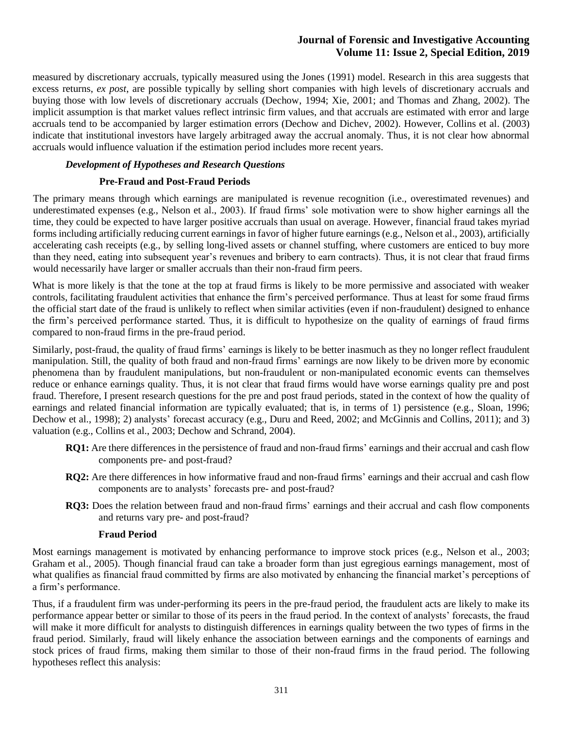measured by discretionary accruals, typically measured using the Jones (1991) model. Research in this area suggests that excess returns, *ex post*, are possible typically by selling short companies with high levels of discretionary accruals and buying those with low levels of discretionary accruals (Dechow, 1994; Xie, 2001; and Thomas and Zhang, 2002). The implicit assumption is that market values reflect intrinsic firm values, and that accruals are estimated with error and large accruals tend to be accompanied by larger estimation errors (Dechow and Dichev, 2002). However, Collins et al. (2003) indicate that institutional investors have largely arbitraged away the accrual anomaly. Thus, it is not clear how abnormal accruals would influence valuation if the estimation period includes more recent years.

### *Development of Hypotheses and Research Questions*

#### **Pre-Fraud and Post-Fraud Periods**

The primary means through which earnings are manipulated is revenue recognition (i.e., overestimated revenues) and underestimated expenses (e.g., Nelson et al., 2003). If fraud firms' sole motivation were to show higher earnings all the time, they could be expected to have larger positive accruals than usual on average. However, financial fraud takes myriad forms including artificially reducing current earnings in favor of higher future earnings (e.g., Nelson et al., 2003), artificially accelerating cash receipts (e.g., by selling long-lived assets or channel stuffing, where customers are enticed to buy more than they need, eating into subsequent year's revenues and bribery to earn contracts). Thus, it is not clear that fraud firms would necessarily have larger or smaller accruals than their non-fraud firm peers.

What is more likely is that the tone at the top at fraud firms is likely to be more permissive and associated with weaker controls, facilitating fraudulent activities that enhance the firm's perceived performance. Thus at least for some fraud firms the official start date of the fraud is unlikely to reflect when similar activities (even if non-fraudulent) designed to enhance the firm's perceived performance started. Thus, it is difficult to hypothesize on the quality of earnings of fraud firms compared to non-fraud firms in the pre-fraud period.

Similarly, post-fraud, the quality of fraud firms' earnings is likely to be better inasmuch as they no longer reflect fraudulent manipulation. Still, the quality of both fraud and non-fraud firms' earnings are now likely to be driven more by economic phenomena than by fraudulent manipulations, but non-fraudulent or non-manipulated economic events can themselves reduce or enhance earnings quality. Thus, it is not clear that fraud firms would have worse earnings quality pre and post fraud. Therefore, I present research questions for the pre and post fraud periods, stated in the context of how the quality of earnings and related financial information are typically evaluated; that is, in terms of 1) persistence (e.g., Sloan, 1996; Dechow et al., 1998); 2) analysts' forecast accuracy (e.g., Duru and Reed, 2002; and McGinnis and Collins, 2011); and 3) valuation (e.g., Collins et al., 2003; Dechow and Schrand, 2004).

- **RQ1:** Are there differences in the persistence of fraud and non-fraud firms' earnings and their accrual and cash flow components pre- and post-fraud?
- **RQ2:** Are there differences in how informative fraud and non-fraud firms' earnings and their accrual and cash flow components are to analysts' forecasts pre- and post-fraud?
- **RQ3:** Does the relation between fraud and non-fraud firms' earnings and their accrual and cash flow components and returns vary pre- and post-fraud?

#### **Fraud Period**

Most earnings management is motivated by enhancing performance to improve stock prices (e.g., Nelson et al., 2003; Graham et al., 2005). Though financial fraud can take a broader form than just egregious earnings management, most of what qualifies as financial fraud committed by firms are also motivated by enhancing the financial market's perceptions of a firm's performance.

Thus, if a fraudulent firm was under-performing its peers in the pre-fraud period, the fraudulent acts are likely to make its performance appear better or similar to those of its peers in the fraud period. In the context of analysts' forecasts, the fraud will make it more difficult for analysts to distinguish differences in earnings quality between the two types of firms in the fraud period. Similarly, fraud will likely enhance the association between earnings and the components of earnings and stock prices of fraud firms, making them similar to those of their non-fraud firms in the fraud period. The following hypotheses reflect this analysis: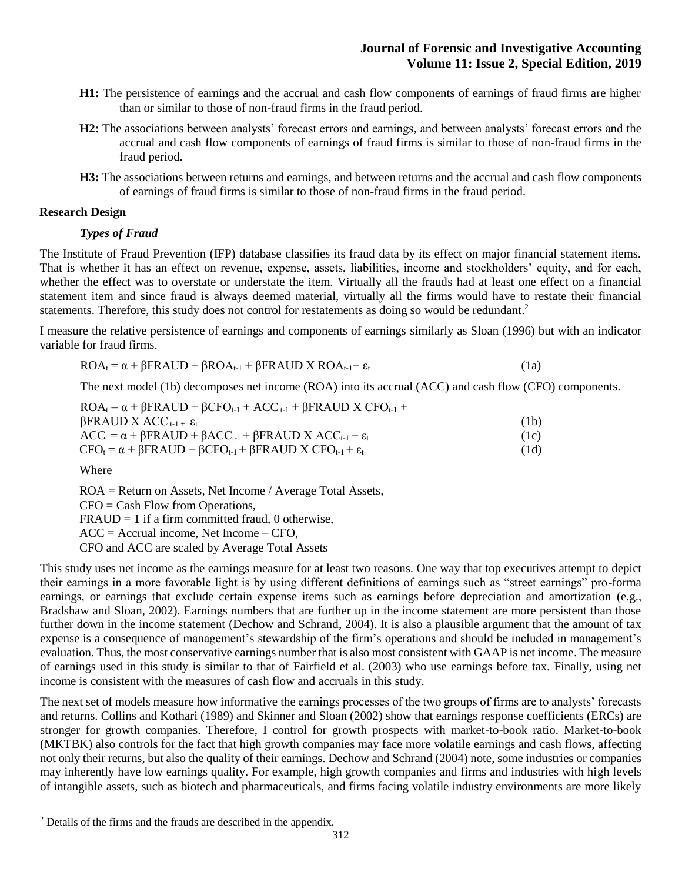**H1:** The persistence of earnings and the accrual and cash flow components of earnings of fraud firms are higher than or similar to those of non-fraud firms in the fraud period.

**H2:** The associations between analysts' forecast errors and earnings, and between analysts' forecast errors and the accrual and cash flow components of earnings of fraud firms is similar to those of non-fraud firms in the fraud period.

**H3:** The associations between returns and earnings, and between returns and the accrual and cash flow components of earnings of fraud firms is similar to those of non-fraud firms in the fraud period.

## Research Design

### *Types of Fraud*

The Institute of Fraud Prevention (IFP) database classifies its fraud data by its effect on major financial statement items. That is whether it has an effect on revenue, expense, assets, liabilities, income and stockholders' equity, and for each, whether the effect was to overstate or understate the item. Virtually all the frauds had at least one effect on a financial statement item and since fraud is always deemed material, virtually all the firms would have to restate their financial statements. Therefore, this study does not control for restatements as doing so would be redundant.[2]

I measure the relative persistence of earnings and components of earnings similarly as Sloan (1996) but with an indicator variable for fraud firms.

$$ROA_t = \alpha + \beta FRAUD + \beta ROA_{t-1} + \beta FRAUD \text{ X } ROA_{t-1} + \varepsilon_t \quad (1a)$$

The next model (1b) decomposes net income (ROA) into its accrual (ACC) and cash flow (CFO) components.

$$ROA_t = \alpha + \beta FRAUD + \beta CFO_{t-1} + ACC_{t-1} + \beta FRAUD \text{ X } CFO_{t-1} + \beta FRAUD \text{ X } ACC_{t-1} + \varepsilon_t \quad (1b)$$

$$ACC_t = \alpha + \beta FRAUD + \beta ACC_{t-1} + \beta FRAUD \text{ X } ACC_{t-1} + \varepsilon_t \quad (1c)$$

$$CFO_t = \alpha + \beta FRAUD + \beta CFO_{t-1} + \beta FRAUD \text{ X } CFO_{t-1} + \varepsilon_t \quad (1d)$$

Where

ROA = Return on Assets, Net Income / Average Total Assets,
CFO = Cash Flow from Operations,
FRAUD = 1 if a firm committed fraud, 0 otherwise,
ACC = Accrual income, Net Income – CFO,
CFO and ACC are scaled by Average Total Assets

This study uses net income as the earnings measure for at least two reasons. One way that top executives attempt to depict their earnings in a more favorable light is by using different definitions of earnings such as "street earnings" pro-forma earnings, or earnings that exclude certain expense items such as earnings before depreciation and amortization (e.g., Bradshaw and Sloan, 2002). Earnings numbers that are further up in the income statement are more persistent than those further down in the income statement (Dechow and Schrand, 2004). It is also a plausible argument that the amount of tax expense is a consequence of management's stewardship of the firm's operations and should be included in management's evaluation. Thus, the most conservative earnings number that is also most consistent with GAAP is net income. The measure of earnings used in this study is similar to that of Fairfield et al. (2003) who use earnings before tax. Finally, using net income is consistent with the measures of cash flow and accruals in this study.

The next set of models measure how informative the earnings processes of the two groups of firms are to analysts' forecasts and returns. Collins and Kothari (1989) and Skinner and Sloan (2002) show that earnings response coefficients (ERCs) are stronger for growth companies. Therefore, I control for growth prospects with market-to-book ratio. Market-to-book (MKTBK) also controls for the fact that high growth companies may face more volatile earnings and cash flows, affecting not only their returns, but also the quality of their earnings. Dechow and Schrand (2004) note, some industries or companies may inherently have low earnings quality. For example, high growth companies and firms and industries with high levels of intangible assets, such as biotech and pharmaceuticals, and firms facing volatile industry environments are more likely

---

[2] Details of the firms and the frauds are described in the appendix.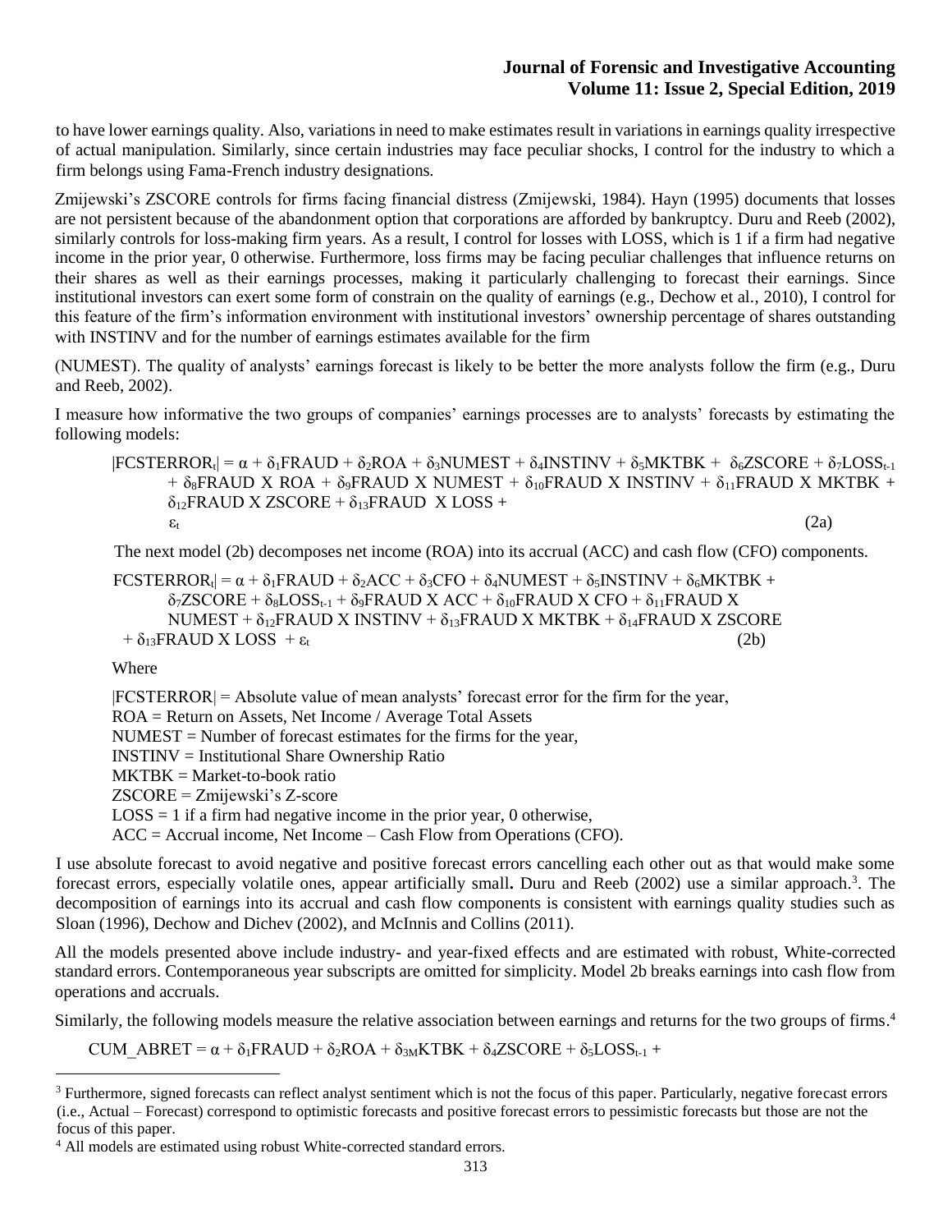to have lower earnings quality. Also, variations in need to make estimates result in variations in earnings quality irrespective of actual manipulation. Similarly, since certain industries may face peculiar shocks, I control for the industry to which a firm belongs using Fama-French industry designations.

Zmijewski's ZSCORE controls for firms facing financial distress (Zmijewski, 1984). Hayn (1995) documents that losses are not persistent because of the abandonment option that corporations are afforded by bankruptcy. Duru and Reeb (2002), similarly controls for loss-making firm years. As a result, I control for losses with LOSS, which is 1 if a firm had negative income in the prior year, 0 otherwise. Furthermore, loss firms may be facing peculiar challenges that influence returns on their shares as well as their earnings processes, making it particularly challenging to forecast their earnings. Since institutional investors can exert some form of constrain on the quality of earnings (e.g., Dechow et al., 2010), I control for this feature of the firm's information environment with institutional investors' ownership percentage of shares outstanding with INSTINV and for the number of earnings estimates available for the firm

(NUMEST). The quality of analysts' earnings forecast is likely to be better the more analysts follow the firm (e.g., Duru and Reeb, 2002).

I measure how informative the two groups of companies' earnings processes are to analysts' forecasts by estimating the following models:

$$|FCSTERROR_t| = \alpha + \delta_1 FRAUD + \delta_2 ROA + \delta_3 NUMEST + \delta_4 INSTINV + \delta_5 MKTBK + \delta_6 ZSCORE + \delta_7 LOSS_{t-1} + \delta_8 FRAUD \text{ X } ROA + \delta_9 FRAUD \text{ X } NUMEST + \delta_{10} FRAUD \text{ X } INSTINV + \delta_{11} FRAUD \text{ X } MKTBK + \delta_{12} FRAUD \text{ X } ZSCORE + \delta_{13} FRAUD \text{ X } LOSS + \varepsilon_t \quad (2a)$$

The next model (2b) decomposes net income (ROA) into its accrual (ACC) and cash flow (CFO) components.

$$FCSTERROR_t| = \alpha + \delta_1 FRAUD + \delta_2 ACC + \delta_3 CFO + \delta_4 NUMEST + \delta_5 INSTINV + \delta_6 MKTBK + \delta_7 ZSCORE + \delta_8 LOSS_{t-1} + \delta_9 FRAUD \text{ X } ACC + \delta_{10} FRAUD \text{ X } CFO + \delta_{11} FRAUD \text{ X } NUMEST + \delta_{12} FRAUD \text{ X } INSTINV + \delta_{13} FRAUD \text{ X } MKTBK + \delta_{14} FRAUD \text{ X } ZSCORE + \delta_{13} FRAUD \text{ X } LOSS + \varepsilon_t \quad (2b)$$

Where

|FCSTERROR| = Absolute value of mean analysts' forecast error for the firm for the year,  
ROA = Return on Assets, Net Income / Average Total Assets  
NUMEST = Number of forecast estimates for the firms for the year,  
INSTINV = Institutional Share Ownership Ratio  
MKTBK = Market-to-book ratio  
ZSCORE = Zmijewski's Z-score  
LOSS = 1 if a firm had negative income in the prior year, 0 otherwise,  
ACC = Accrual income, Net Income – Cash Flow from Operations (CFO).

I use absolute forecast to avoid negative and positive forecast errors cancelling each other out as that would make some forecast errors, especially volatile ones, appear artificially small**.** Duru and Reeb (2002) use a similar approach.[3]. The decomposition of earnings into its accrual and cash flow components is consistent with earnings quality studies such as Sloan (1996), Dechow and Dichev (2002), and McInnis and Collins (2011).

All the models presented above include industry- and year-fixed effects and are estimated with robust, White-corrected standard errors. Contemporaneous year subscripts are omitted for simplicity. Model 2b breaks earnings into cash flow from operations and accruals.

Similarly, the following models measure the relative association between earnings and returns for the two groups of firms.[4]

$$CUM\_ABRET = \alpha + \delta_1 FRAUD + \delta_2 ROA + \delta_3 MKTBK + \delta_4 ZSCORE + \delta_5 LOSS_{t-1} +$$

---

[3] Furthermore, signed forecasts can reflect analyst sentiment which is not the focus of this paper. Particularly, negative forecast errors (i.e., Actual – Forecast) correspond to optimistic forecasts and positive forecast errors to pessimistic forecasts but those are not the focus of this paper.

[4] All models are estimated using robust White-corrected standard errors.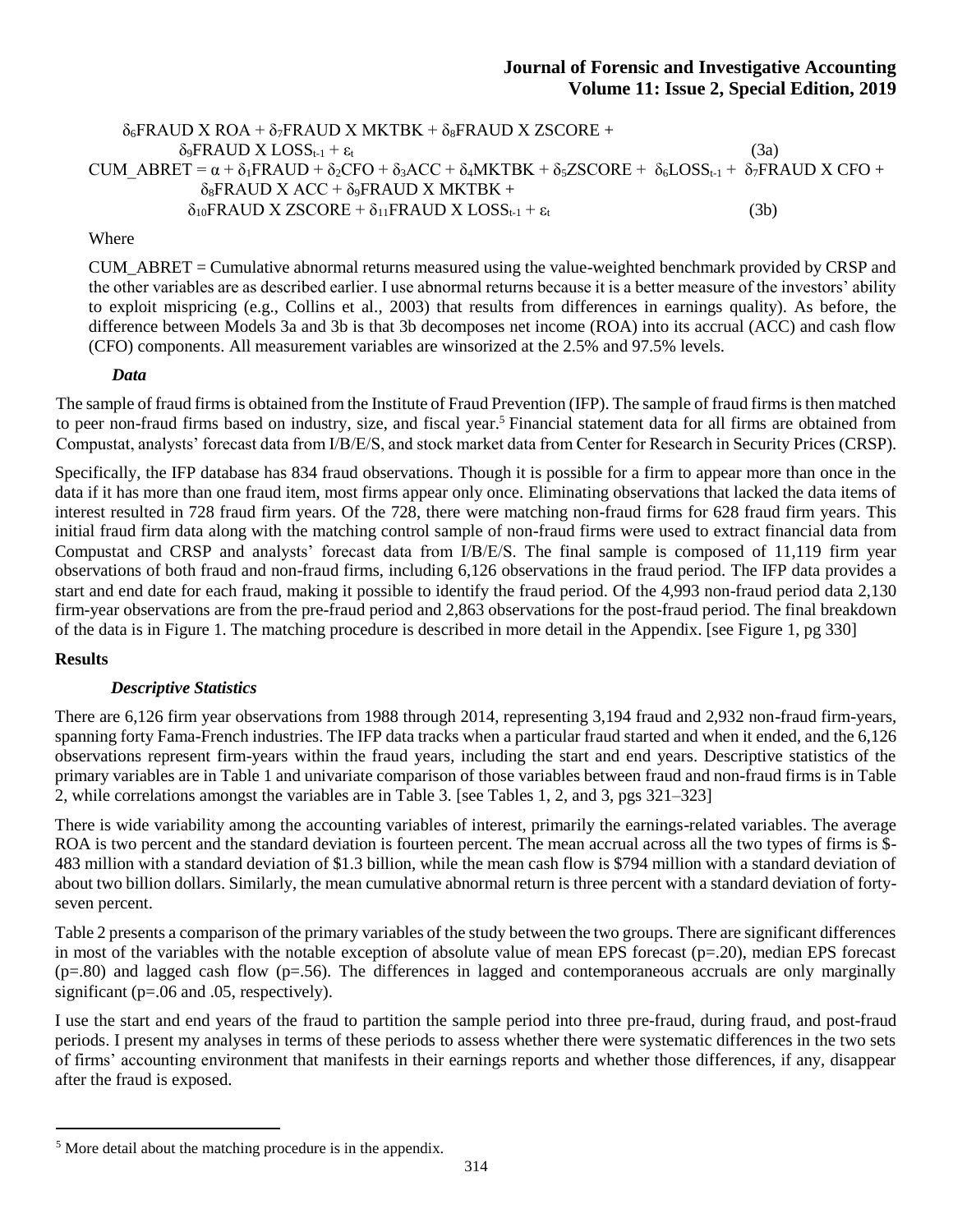$$\delta_6\text{FRAUD X ROA} + \delta_7\text{FRAUD X MKTBK} + \delta_8\text{FRAUD X ZSCORE} + \delta_9\text{FRAUD X LOSS}_{t-1} + \varepsilon_t \quad (3a)$$

$$\text{CUM\_ABRET} = \alpha + \delta_1\text{FRAUD} + \delta_2\text{CFO} + \delta_3\text{ACC} + \delta_4\text{MKTBK} + \delta_5\text{ZSCORE} + \delta_6\text{LOSS}_{t-1} + \delta_7\text{FRAUD X CFO} + \delta_8\text{FRAUD X ACC} + \delta_9\text{FRAUD X MKTBK} + \delta_{10}\text{FRAUD X ZSCORE} + \delta_{11}\text{FRAUD X LOSS}_{t-1} + \varepsilon_t \quad (3b)$$

Where

CUM_ABRET = Cumulative abnormal returns measured using the value-weighted benchmark provided by CRSP and the other variables are as described earlier. I use abnormal returns because it is a better measure of the investors' ability to exploit mispricing (e.g., Collins et al., 2003) that results from differences in earnings quality). As before, the difference between Models 3a and 3b is that 3b decomposes net income (ROA) into its accrual (ACC) and cash flow (CFO) components. All measurement variables are winsorized at the 2.5% and 97.5% levels.

### *Data*

The sample of fraud firms is obtained from the Institute of Fraud Prevention (IFP). The sample of fraud firms is then matched to peer non-fraud firms based on industry, size, and fiscal year.[5] Financial statement data for all firms are obtained from Compustat, analysts' forecast data from I/B/E/S, and stock market data from Center for Research in Security Prices (CRSP).

Specifically, the IFP database has 834 fraud observations. Though it is possible for a firm to appear more than once in the data if it has more than one fraud item, most firms appear only once. Eliminating observations that lacked the data items of interest resulted in 728 fraud firm years. Of the 728, there were matching non-fraud firms for 628 fraud firm years. This initial fraud firm data along with the matching control sample of non-fraud firms were used to extract financial data from Compustat and CRSP and analysts' forecast data from I/B/E/S. The final sample is composed of 11,119 firm year observations of both fraud and non-fraud firms, including 6,126 observations in the fraud period. The IFP data provides a start and end date for each fraud, making it possible to identify the fraud period. Of the 4,993 non-fraud period data 2,130 firm-year observations are from the pre-fraud period and 2,863 observations for the post-fraud period. The final breakdown of the data is in Figure 1. The matching procedure is described in more detail in the Appendix. [see Figure 1, pg 330]

## Results

### *Descriptive Statistics*

There are 6,126 firm year observations from 1988 through 2014, representing 3,194 fraud and 2,932 non-fraud firm-years, spanning forty Fama-French industries. The IFP data tracks when a particular fraud started and when it ended, and the 6,126 observations represent firm-years within the fraud years, including the start and end years. Descriptive statistics of the primary variables are in Table 1 and univariate comparison of those variables between fraud and non-fraud firms is in Table 2, while correlations amongst the variables are in Table 3. [see Tables 1, 2, and 3, pgs 321–323]

There is wide variability among the accounting variables of interest, primarily the earnings-related variables. The average ROA is two percent and the standard deviation is fourteen percent. The mean accrual across all the two types of firms is $-483 million with a standard deviation of $1.3 billion, while the mean cash flow is $794 million with a standard deviation of about two billion dollars. Similarly, the mean cumulative abnormal return is three percent with a standard deviation of forty-seven percent.

Table 2 presents a comparison of the primary variables of the study between the two groups. There are significant differences in most of the variables with the notable exception of absolute value of mean EPS forecast (p=.20), median EPS forecast (p=.80) and lagged cash flow (p=.56). The differences in lagged and contemporaneous accruals are only marginally significant (p=.06 and .05, respectively).

I use the start and end years of the fraud to partition the sample period into three pre-fraud, during fraud, and post-fraud periods. I present my analyses in terms of these periods to assess whether there were systematic differences in the two sets of firms' accounting environment that manifests in their earnings reports and whether those differences, if any, disappear after the fraud is exposed.

[5] More detail about the matching procedure is in the appendix.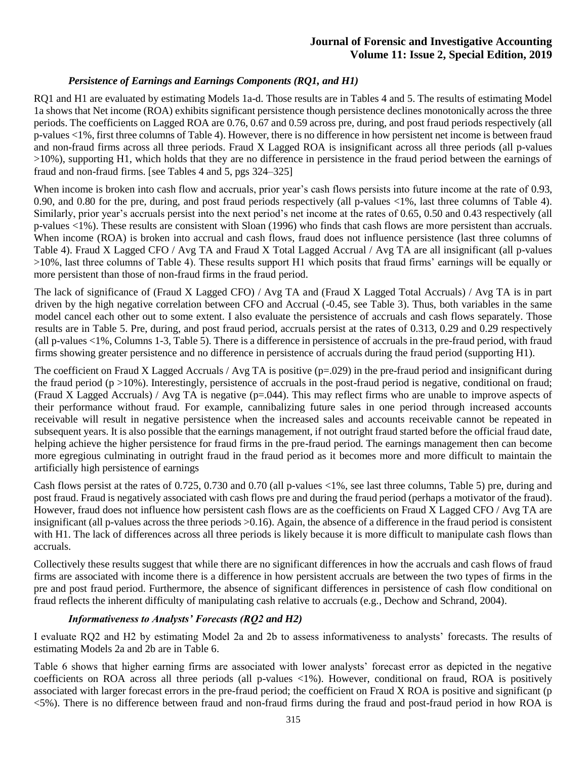### *Persistence of Earnings and Earnings Components (RQ1, and H1)*

RQ1 and H1 are evaluated by estimating Models 1a-d. Those results are in Tables 4 and 5. The results of estimating Model 1a shows that Net income (ROA) exhibits significant persistence though persistence declines monotonically across the three periods. The coefficients on Lagged ROA are 0.76, 0.67 and 0.59 across pre, during, and post fraud periods respectively (all p-values <1%, first three columns of Table 4). However, there is no difference in how persistent net income is between fraud and non-fraud firms across all three periods. Fraud X Lagged ROA is insignificant across all three periods (all p-values >10%), supporting H1, which holds that they are no difference in persistence in the fraud period between the earnings of fraud and non-fraud firms. [see Tables 4 and 5, pgs 324–325]

When income is broken into cash flow and accruals, prior year's cash flows persists into future income at the rate of 0.93, 0.90, and 0.80 for the pre, during, and post fraud periods respectively (all p-values <1%, last three columns of Table 4). Similarly, prior year's accruals persist into the next period's net income at the rates of 0.65, 0.50 and 0.43 respectively (all p-values <1%). These results are consistent with Sloan (1996) who finds that cash flows are more persistent than accruals. When income (ROA) is broken into accrual and cash flows, fraud does not influence persistence (last three columns of Table 4). Fraud X Lagged CFO / Avg TA and Fraud X Total Lagged Accrual / Avg TA are all insignificant (all p-values >10%, last three columns of Table 4). These results support H1 which posits that fraud firms' earnings will be equally or more persistent than those of non-fraud firms in the fraud period.

The lack of significance of (Fraud X Lagged CFO) / Avg TA and (Fraud X Lagged Total Accruals) / Avg TA is in part driven by the high negative correlation between CFO and Accrual (-0.45, see Table 3). Thus, both variables in the same model cancel each other out to some extent. I also evaluate the persistence of accruals and cash flows separately. Those results are in Table 5. Pre, during, and post fraud period, accruals persist at the rates of 0.313, 0.29 and 0.29 respectively (all p-values <1%, Columns 1-3, Table 5). There is a difference in persistence of accruals in the pre-fraud period, with fraud firms showing greater persistence and no difference in persistence of accruals during the fraud period (supporting H1).

The coefficient on Fraud X Lagged Accruals / Avg TA is positive (p=.029) in the pre-fraud period and insignificant during the fraud period (p >10%). Interestingly, persistence of accruals in the post-fraud period is negative, conditional on fraud; (Fraud X Lagged Accruals) / Avg TA is negative (p=.044). This may reflect firms who are unable to improve aspects of their performance without fraud. For example, cannibalizing future sales in one period through increased accounts receivable will result in negative persistence when the increased sales and accounts receivable cannot be repeated in subsequent years. It is also possible that the earnings management, if not outright fraud started before the official fraud date, helping achieve the higher persistence for fraud firms in the pre-fraud period. The earnings management then can become more egregious culminating in outright fraud in the fraud period as it becomes more and more difficult to maintain the artificially high persistence of earnings

Cash flows persist at the rates of 0.725, 0.730 and 0.70 (all p-values <1%, see last three columns, Table 5) pre, during and post fraud. Fraud is negatively associated with cash flows pre and during the fraud period (perhaps a motivator of the fraud). However, fraud does not influence how persistent cash flows are as the coefficients on Fraud X Lagged CFO / Avg TA are insignificant (all p-values across the three periods >0.16). Again, the absence of a difference in the fraud period is consistent with H1. The lack of differences across all three periods is likely because it is more difficult to manipulate cash flows than accruals.

Collectively these results suggest that while there are no significant differences in how the accruals and cash flows of fraud firms are associated with income there is a difference in how persistent accruals are between the two types of firms in the pre and post fraud period. Furthermore, the absence of significant differences in persistence of cash flow conditional on fraud reflects the inherent difficulty of manipulating cash relative to accruals (e.g., Dechow and Schrand, 2004).

### *Informativeness to Analysts' Forecasts (RQ2 and H2)*

I evaluate RQ2 and H2 by estimating Model 2a and 2b to assess informativeness to analysts' forecasts. The results of estimating Models 2a and 2b are in Table 6.

Table 6 shows that higher earning firms are associated with lower analysts' forecast error as depicted in the negative coefficients on ROA across all three periods (all p-values <1%). However, conditional on fraud, ROA is positively associated with larger forecast errors in the pre-fraud period; the coefficient on Fraud X ROA is positive and significant (p <5%). There is no difference between fraud and non-fraud firms during the fraud and post-fraud period in how ROA is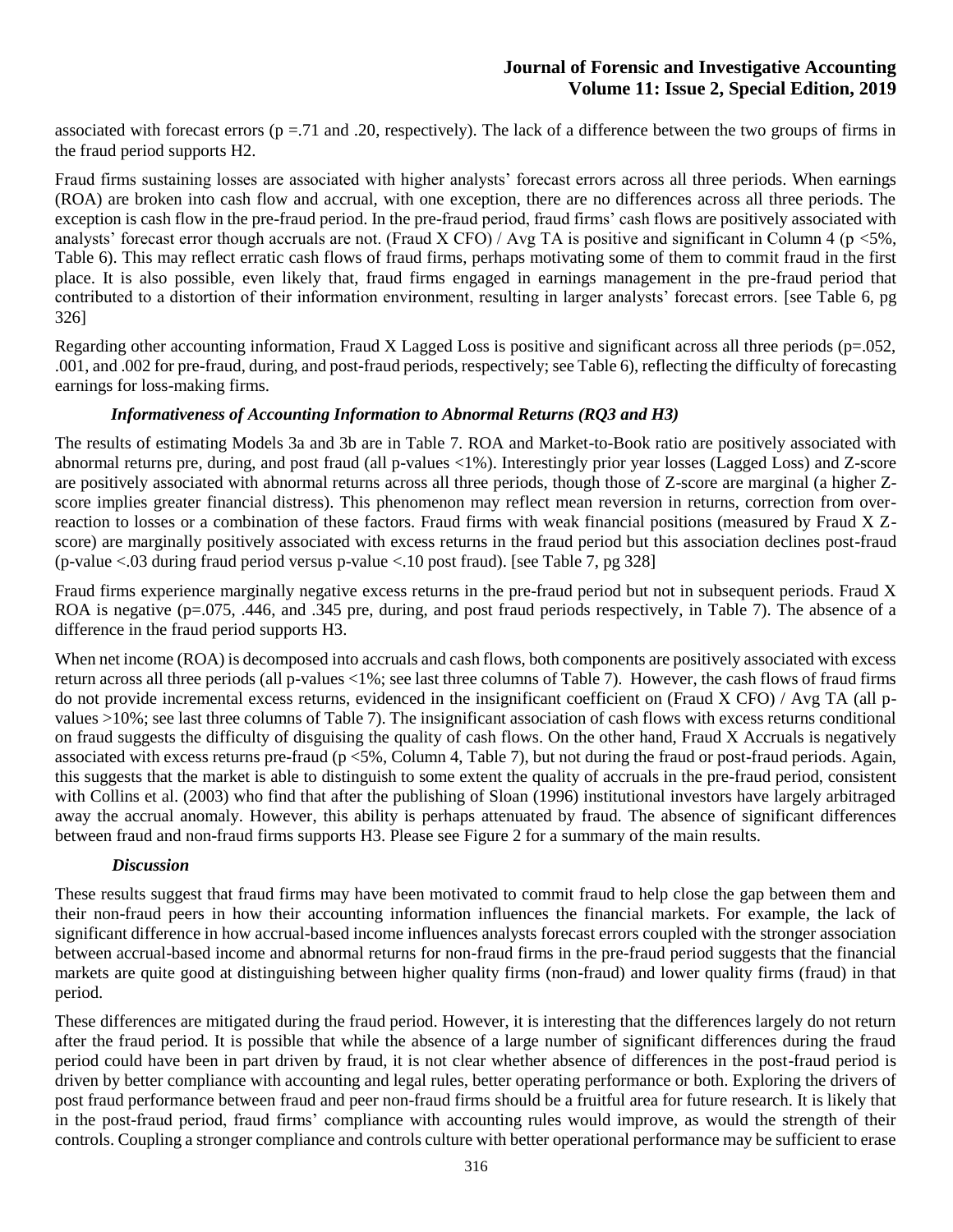associated with forecast errors ($p$ =.71 and .20, respectively). The lack of a difference between the two groups of firms in the fraud period supports H2.

Fraud firms sustaining losses are associated with higher analysts' forecast errors across all three periods. When earnings (ROA) are broken into cash flow and accrual, with one exception, there are no differences across all three periods. The exception is cash flow in the pre-fraud period. In the pre-fraud period, fraud firms' cash flows are positively associated with analysts' forecast error though accruals are not. (Fraud X CFO) / Avg TA is positive and significant in Column 4 ($p$ <5%, Table 6). This may reflect erratic cash flows of fraud firms, perhaps motivating some of them to commit fraud in the first place. It is also possible, even likely that, fraud firms engaged in earnings management in the pre-fraud period that contributed to a distortion of their information environment, resulting in larger analysts' forecast errors. [see Table 6, pg 326]

Regarding other accounting information, Fraud X Lagged Loss is positive and significant across all three periods ($p$=.052, .001, and .002 for pre-fraud, during, and post-fraud periods, respectively; see Table 6), reflecting the difficulty of forecasting earnings for loss-making firms.

### *Informativeness of Accounting Information to Abnormal Returns (RQ3 and H3)*

The results of estimating Models 3a and 3b are in Table 7. ROA and Market-to-Book ratio are positively associated with abnormal returns pre, during, and post fraud (all p-values <1%). Interestingly prior year losses (Lagged Loss) and Z-score are positively associated with abnormal returns across all three periods, though those of Z-score are marginal (a higher Z-score implies greater financial distress). This phenomenon may reflect mean reversion in returns, correction from over-reaction to losses or a combination of these factors. Fraud firms with weak financial positions (measured by Fraud X Z-score) are marginally positively associated with excess returns in the fraud period but this association declines post-fraud (p-value <.03 during fraud period versus p-value <.10 post fraud). [see Table 7, pg 328]

Fraud firms experience marginally negative excess returns in the pre-fraud period but not in subsequent periods. Fraud X ROA is negative ($p$=.075, .446, and .345 pre, during, and post fraud periods respectively, in Table 7). The absence of a difference in the fraud period supports H3.

When net income (ROA) is decomposed into accruals and cash flows, both components are positively associated with excess return across all three periods (all p-values <1%; see last three columns of Table 7). However, the cash flows of fraud firms do not provide incremental excess returns, evidenced in the insignificant coefficient on (Fraud X CFO) / Avg TA (all p-values >10%; see last three columns of Table 7). The insignificant association of cash flows with excess returns conditional on fraud suggests the difficulty of disguising the quality of cash flows. On the other hand, Fraud X Accruals is negatively associated with excess returns pre-fraud ($p$ <5%, Column 4, Table 7), but not during the fraud or post-fraud periods. Again, this suggests that the market is able to distinguish to some extent the quality of accruals in the pre-fraud period, consistent with Collins et al. (2003) who find that after the publishing of Sloan (1996) institutional investors have largely arbitraged away the accrual anomaly. However, this ability is perhaps attenuated by fraud. The absence of significant differences between fraud and non-fraud firms supports H3. Please see Figure 2 for a summary of the main results.

### *Discussion*

These results suggest that fraud firms may have been motivated to commit fraud to help close the gap between them and their non-fraud peers in how their accounting information influences the financial markets. For example, the lack of significant difference in how accrual-based income influences analysts forecast errors coupled with the stronger association between accrual-based income and abnormal returns for non-fraud firms in the pre-fraud period suggests that the financial markets are quite good at distinguishing between higher quality firms (non-fraud) and lower quality firms (fraud) in that period.

These differences are mitigated during the fraud period. However, it is interesting that the differences largely do not return after the fraud period. It is possible that while the absence of a large number of significant differences during the fraud period could have been in part driven by fraud, it is not clear whether absence of differences in the post-fraud period is driven by better compliance with accounting and legal rules, better operating performance or both. Exploring the drivers of post fraud performance between fraud and peer non-fraud firms should be a fruitful area for future research. It is likely that in the post-fraud period, fraud firms' compliance with accounting rules would improve, as would the strength of their controls. Coupling a stronger compliance and controls culture with better operational performance may be sufficient to erase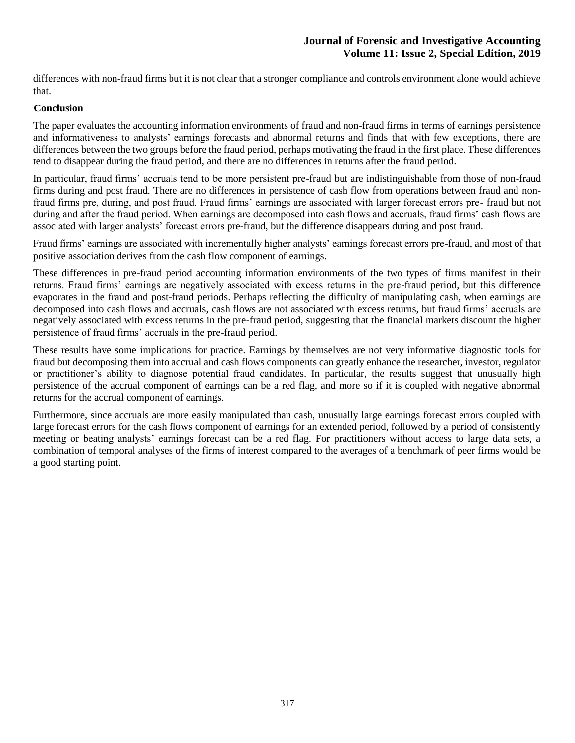differences with non-fraud firms but it is not clear that a stronger compliance and controls environment alone would achieve that.

## Conclusion

The paper evaluates the accounting information environments of fraud and non-fraud firms in terms of earnings persistence and informativeness to analysts' earnings forecasts and abnormal returns and finds that with few exceptions, there are differences between the two groups before the fraud period, perhaps motivating the fraud in the first place. These differences tend to disappear during the fraud period, and there are no differences in returns after the fraud period.

In particular, fraud firms' accruals tend to be more persistent pre-fraud but are indistinguishable from those of non-fraud firms during and post fraud. There are no differences in persistence of cash flow from operations between fraud and non-fraud firms pre, during, and post fraud. Fraud firms' earnings are associated with larger forecast errors pre- fraud but not during and after the fraud period. When earnings are decomposed into cash flows and accruals, fraud firms' cash flows are associated with larger analysts' forecast errors pre-fraud, but the difference disappears during and post fraud.

Fraud firms' earnings are associated with incrementally higher analysts' earnings forecast errors pre-fraud, and most of that positive association derives from the cash flow component of earnings.

These differences in pre-fraud period accounting information environments of the two types of firms manifest in their returns. Fraud firms' earnings are negatively associated with excess returns in the pre-fraud period, but this difference evaporates in the fraud and post-fraud periods. Perhaps reflecting the difficulty of manipulating cash**,** when earnings are decomposed into cash flows and accruals, cash flows are not associated with excess returns, but fraud firms' accruals are negatively associated with excess returns in the pre-fraud period, suggesting that the financial markets discount the higher persistence of fraud firms' accruals in the pre-fraud period.

These results have some implications for practice. Earnings by themselves are not very informative diagnostic tools for fraud but decomposing them into accrual and cash flows components can greatly enhance the researcher, investor, regulator or practitioner's ability to diagnose potential fraud candidates. In particular, the results suggest that unusually high persistence of the accrual component of earnings can be a red flag, and more so if it is coupled with negative abnormal returns for the accrual component of earnings.

Furthermore, since accruals are more easily manipulated than cash, unusually large earnings forecast errors coupled with large forecast errors for the cash flows component of earnings for an extended period, followed by a period of consistently meeting or beating analysts' earnings forecast can be a red flag. For practitioners without access to large data sets, a combination of temporal analyses of the firms of interest compared to the averages of a benchmark of peer firms would be a good starting point.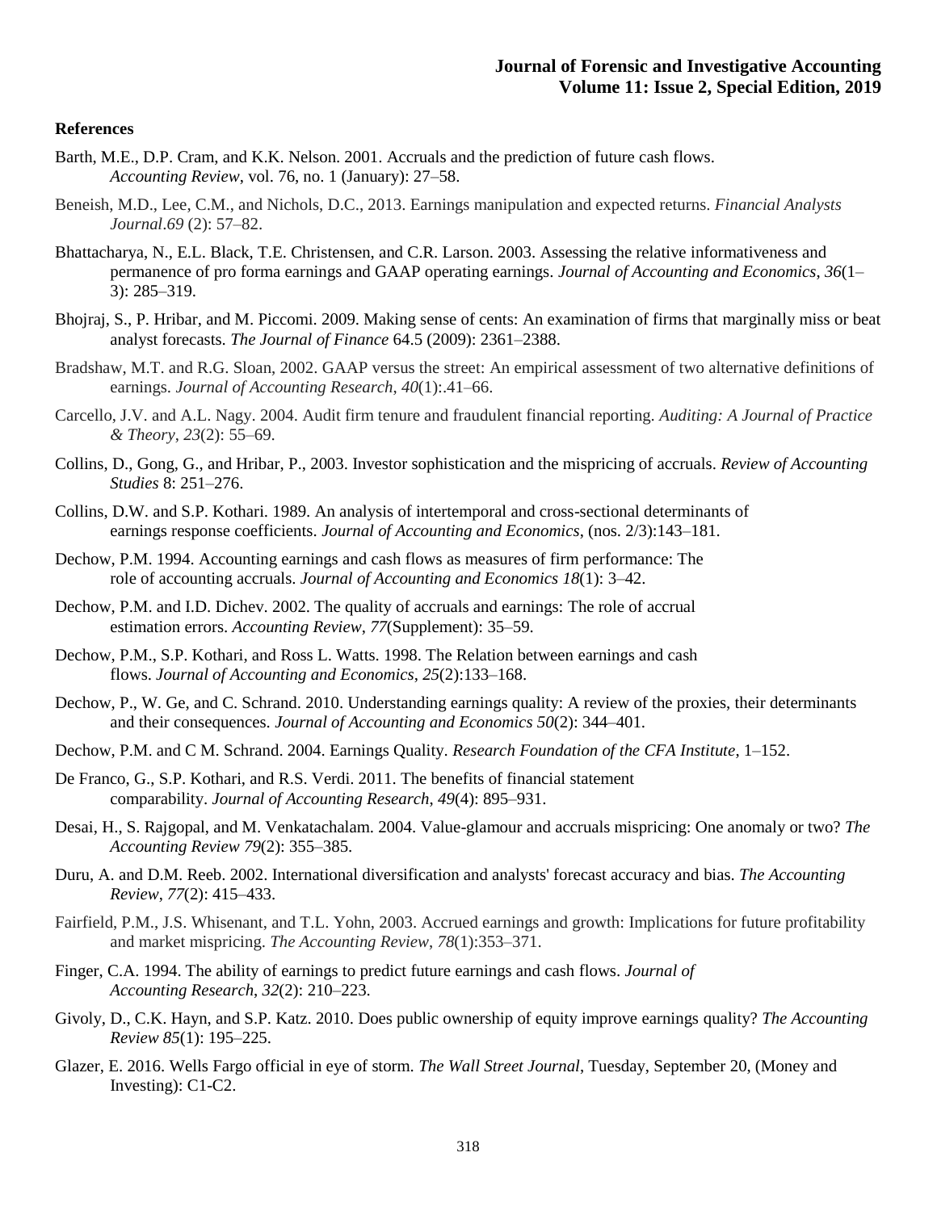## References

Barth, M.E., D.P. Cram, and K.K. Nelson. 2001. Accruals and the prediction of future cash flows. *Accounting Review*, vol. 76, no. 1 (January): 27–58.

Beneish, M.D., Lee, C.M., and Nichols, D.C., 2013. Earnings manipulation and expected returns. *Financial Analysts Journal*.*69* (2): 57–82.

Bhattacharya, N., E.L. Black, T.E. Christensen, and C.R. Larson. 2003. Assessing the relative informativeness and permanence of pro forma earnings and GAAP operating earnings. *Journal of Accounting and Economics*, *36*(1–3): 285–319.

Bhojraj, S., P. Hribar, and M. Piccomi. 2009. Making sense of cents: An examination of firms that marginally miss or beat analyst forecasts. *The Journal of Finance* 64.5 (2009): 2361–2388.

Bradshaw, M.T. and R.G. Sloan, 2002. GAAP versus the street: An empirical assessment of two alternative definitions of earnings. *Journal of Accounting Research*, *40*(1):.41–66.

Carcello, J.V. and A.L. Nagy. 2004. Audit firm tenure and fraudulent financial reporting. *Auditing: A Journal of Practice & Theory*, *23*(2): 55–69.

Collins, D., Gong, G., and Hribar, P., 2003. Investor sophistication and the mispricing of accruals. *Review of Accounting Studies* 8: 251–276.

Collins, D.W. and S.P. Kothari. 1989. An analysis of intertemporal and cross-sectional determinants of earnings response coefficients. *Journal of Accounting and Economics*, (nos. 2/3):143–181.

Dechow, P.M. 1994. Accounting earnings and cash flows as measures of firm performance: The role of accounting accruals. *Journal of Accounting and Economics 18*(1): 3–42.

Dechow, P.M. and I.D. Dichev. 2002. The quality of accruals and earnings: The role of accrual estimation errors. *Accounting Review*, *77*(Supplement): 35–59.

Dechow, P.M., S.P. Kothari, and Ross L. Watts. 1998. The Relation between earnings and cash flows. *Journal of Accounting and Economics*, *25*(2):133–168.

Dechow, P., W. Ge, and C. Schrand. 2010. Understanding earnings quality: A review of the proxies, their determinants and their consequences. *Journal of Accounting and Economics 50*(2): 344–401.

Dechow, P.M. and C M. Schrand. 2004. Earnings Quality. *Research Foundation of the CFA Institute*, 1–152.

De Franco, G., S.P. Kothari, and R.S. Verdi. 2011. The benefits of financial statement comparability. *Journal of Accounting Research*, *49*(4): 895–931.

Desai, H., S. Rajgopal, and M. Venkatachalam. 2004. Value-glamour and accruals mispricing: One anomaly or two? *The Accounting Review 79*(2): 355–385.

Duru, A. and D.M. Reeb. 2002. International diversification and analysts' forecast accuracy and bias. *The Accounting Review*, *77*(2): 415–433.

Fairfield, P.M., J.S. Whisenant, and T.L. Yohn, 2003. Accrued earnings and growth: Implications for future profitability and market mispricing. *The Accounting Review*, *78*(1):353–371.

Finger, C.A. 1994. The ability of earnings to predict future earnings and cash flows. *Journal of Accounting Research*, *32*(2): 210–223.

Givoly, D., C.K. Hayn, and S.P. Katz. 2010. Does public ownership of equity improve earnings quality? *The Accounting Review 85*(1): 195–225.

Glazer, E. 2016. Wells Fargo official in eye of storm. *The Wall Street Journal*, Tuesday, September 20, (Money and Investing): C1-C2.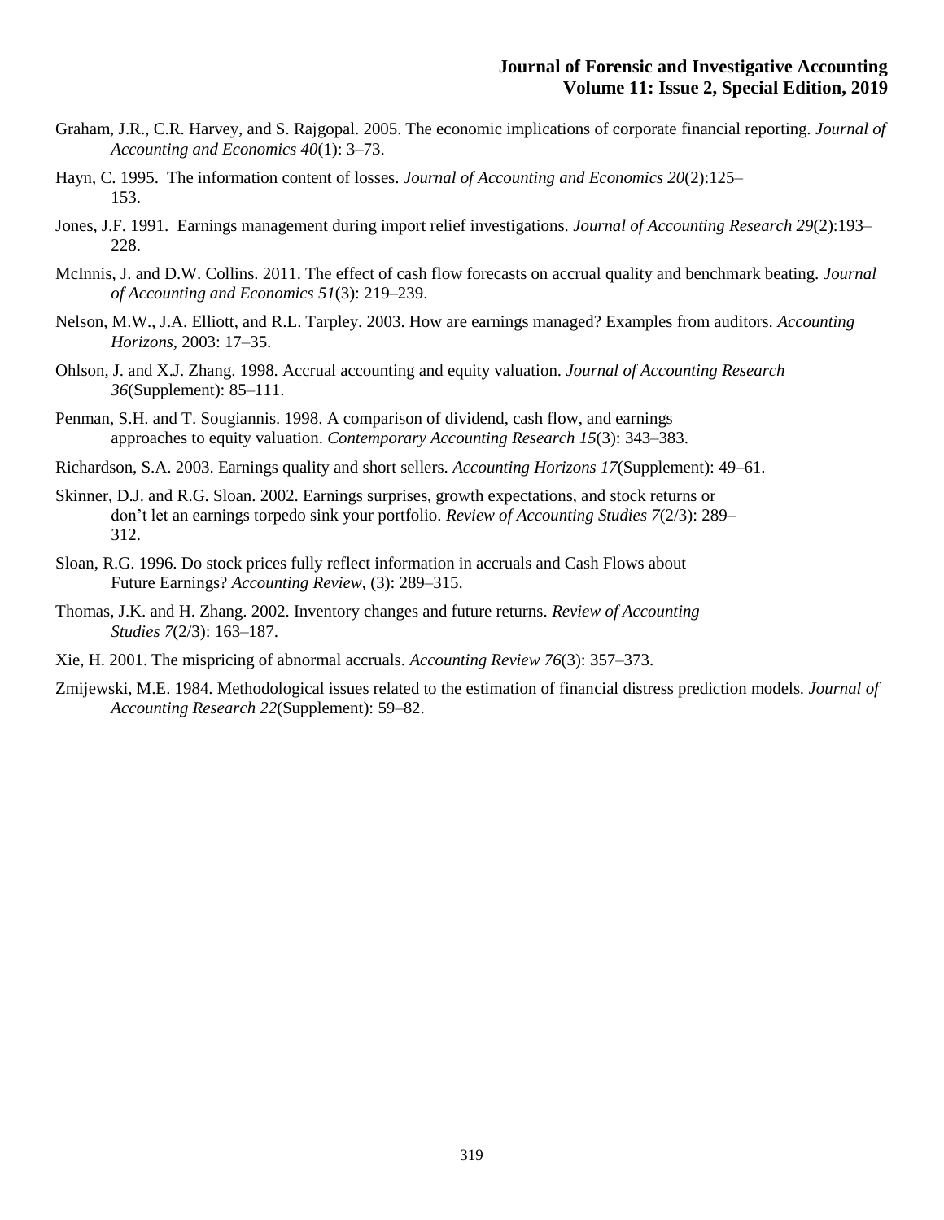Graham, J.R., C.R. Harvey, and S. Rajgopal. 2005. The economic implications of corporate financial reporting. *Journal of Accounting and Economics 40*(1): 3–73.

Hayn, C. 1995. The information content of losses. *Journal of Accounting and Economics 20*(2):125–153.

Jones, J.F. 1991. Earnings management during import relief investigations. *Journal of Accounting Research 29*(2):193–228.

McInnis, J. and D.W. Collins. 2011. The effect of cash flow forecasts on accrual quality and benchmark beating. *Journal of Accounting and Economics 51*(3): 219–239.

Nelson, M.W., J.A. Elliott, and R.L. Tarpley. 2003. How are earnings managed? Examples from auditors. *Accounting Horizons*, 2003: 17–35.

Ohlson, J. and X.J. Zhang. 1998. Accrual accounting and equity valuation. *Journal of Accounting Research 36*(Supplement): 85–111.

Penman, S.H. and T. Sougiannis. 1998. A comparison of dividend, cash flow, and earnings approaches to equity valuation. *Contemporary Accounting Research 15*(3): 343–383.

Richardson, S.A. 2003. Earnings quality and short sellers. *Accounting Horizons 17*(Supplement): 49–61.

Skinner, D.J. and R.G. Sloan. 2002. Earnings surprises, growth expectations, and stock returns or don't let an earnings torpedo sink your portfolio. *Review of Accounting Studies 7*(2/3): 289–312.

Sloan, R.G. 1996. Do stock prices fully reflect information in accruals and Cash Flows about Future Earnings? *Accounting Review*, (3): 289–315.

Thomas, J.K. and H. Zhang. 2002. Inventory changes and future returns. *Review of Accounting Studies 7*(2/3): 163–187.

Xie, H. 2001. The mispricing of abnormal accruals. *Accounting Review 76*(3): 357–373.

Zmijewski, M.E. 1984. Methodological issues related to the estimation of financial distress prediction models. *Journal of Accounting Research 22*(Supplement): 59–82.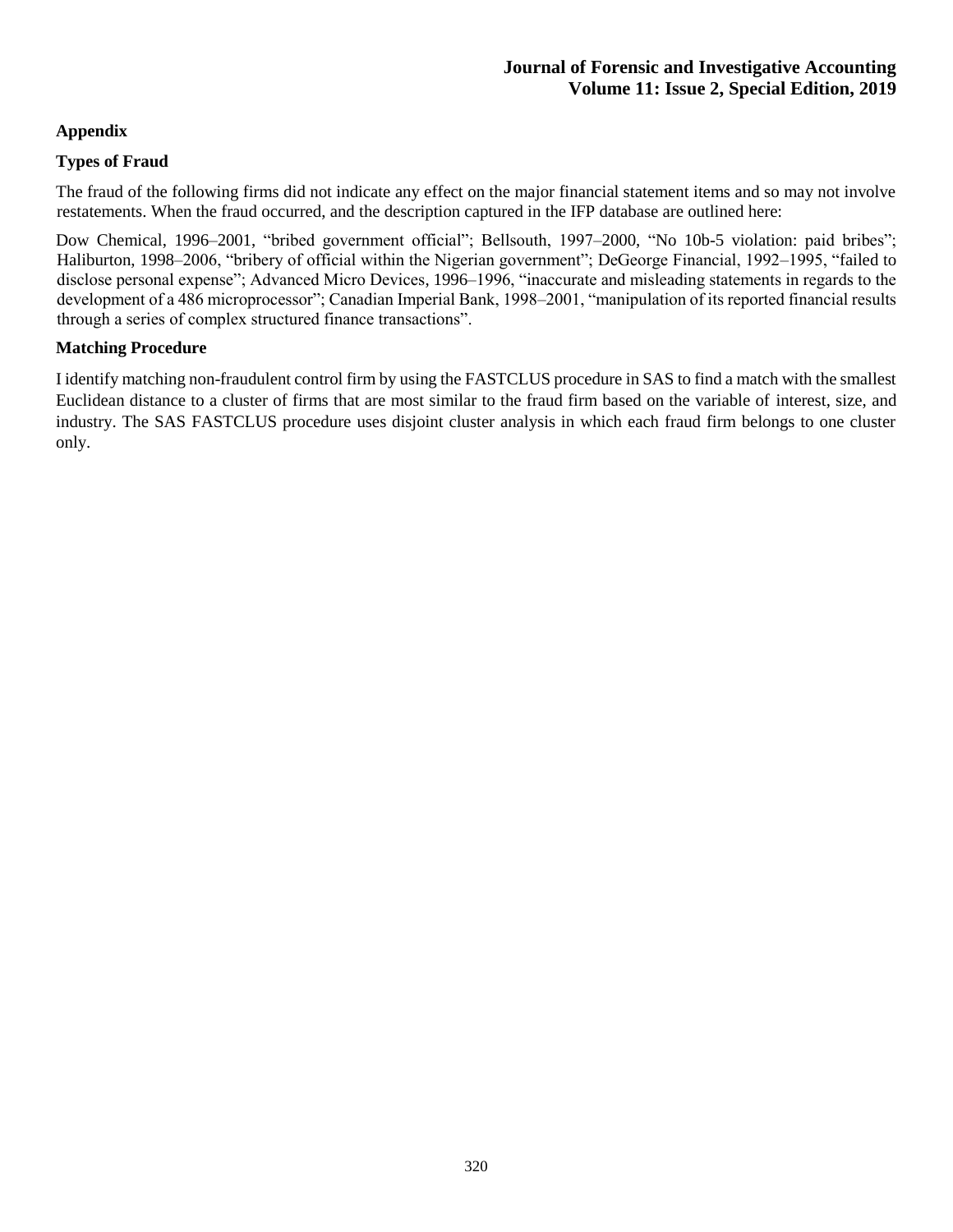## Appendix

### Types of Fraud

The fraud of the following firms did not indicate any effect on the major financial statement items and so may not involve restatements. When the fraud occurred, and the description captured in the IFP database are outlined here:

Dow Chemical, 1996–2001, "bribed government official"; Bellsouth, 1997–2000, "No 10b-5 violation: paid bribes"; Haliburton, 1998–2006, "bribery of official within the Nigerian government"; DeGeorge Financial, 1992–1995, "failed to disclose personal expense"; Advanced Micro Devices, 1996–1996, "inaccurate and misleading statements in regards to the development of a 486 microprocessor"; Canadian Imperial Bank, 1998–2001, "manipulation of its reported financial results through a series of complex structured finance transactions".

### Matching Procedure

I identify matching non-fraudulent control firm by using the FASTCLUS procedure in SAS to find a match with the smallest Euclidean distance to a cluster of firms that are most similar to the fraud firm based on the variable of interest, size, and industry. The SAS FASTCLUS procedure uses disjoint cluster analysis in which each fraud firm belongs to one cluster only.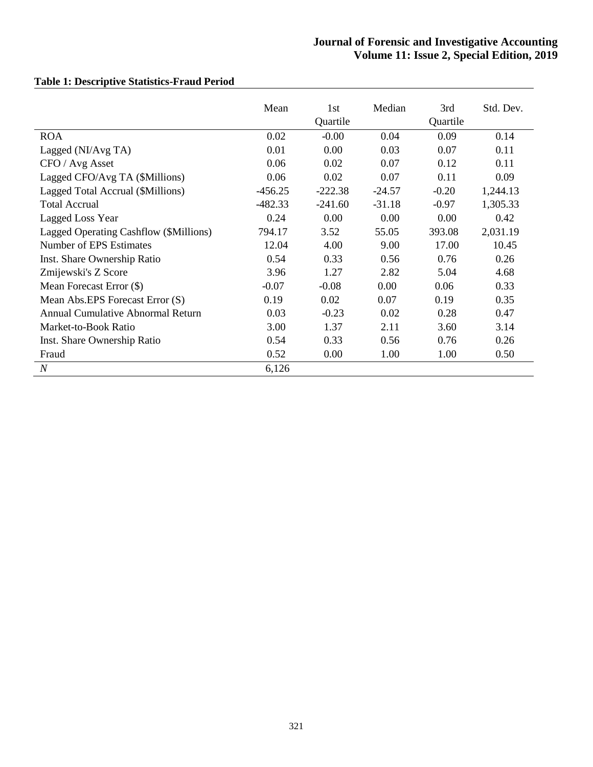**Table 1: Descriptive Statistics-Fraud Period**

| | Mean | 1st Quartile | Median | 3rd Quartile | Std. Dev. |
|---|---|---|---|---|---|
| ROA | 0.02 | -0.00 | 0.04 | 0.09 | 0.14 |
| Lagged (NI/Avg TA) | 0.01 | 0.00 | 0.03 | 0.07 | 0.11 |
| CFO / Avg Asset | 0.06 | 0.02 | 0.07 | 0.12 | 0.11 |
| Lagged CFO/Avg TA ($Millions) | 0.06 | 0.02 | 0.07 | 0.11 | 0.09 |
| Lagged Total Accrual ($Millions) | -456.25 | -222.38 | -24.57 | -0.20 | 1,244.13 |
| Total Accrual | -482.33 | -241.60 | -31.18 | -0.97 | 1,305.33 |
| Lagged Loss Year | 0.24 | 0.00 | 0.00 | 0.00 | 0.42 |
| Lagged Operating Cashflow ($Millions) | 794.17 | 3.52 | 55.05 | 393.08 | 2,031.19 |
| Number of EPS Estimates | 12.04 | 4.00 | 9.00 | 17.00 | 10.45 |
| Inst. Share Ownership Ratio | 0.54 | 0.33 | 0.56 | 0.76 | 0.26 |
| Zmijewski's Z Score | 3.96 | 1.27 | 2.82 | 5.04 | 4.68 |
| Mean Forecast Error ($) | -0.07 | -0.08 | 0.00 | 0.06 | 0.33 |
| Mean Abs.EPS Forecast Error (S) | 0.19 | 0.02 | 0.07 | 0.19 | 0.35 |
| Annual Cumulative Abnormal Return | 0.03 | -0.23 | 0.02 | 0.28 | 0.47 |
| Market-to-Book Ratio | 3.00 | 1.37 | 2.11 | 3.60 | 3.14 |
| Inst. Share Ownership Ratio | 0.54 | 0.33 | 0.56 | 0.76 | 0.26 |
| Fraud | 0.52 | 0.00 | 1.00 | 1.00 | 0.50 |
| *N* | 6,126 | | | | |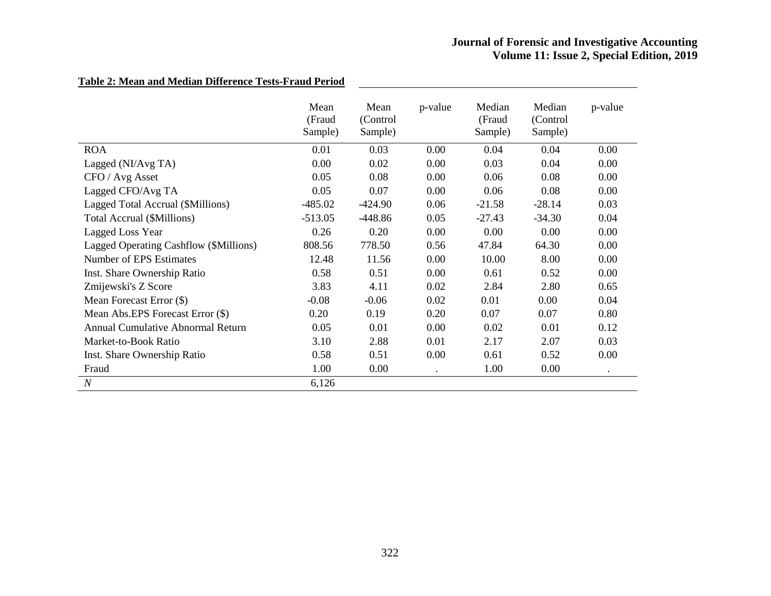**Table 2: Mean and Median Difference Tests-Fraud Period**

| | Mean (Fraud Sample) | Mean (Control Sample) | p-value | Median (Fraud Sample) | Median (Control Sample) | p-value |
|---|---|---|---|---|---|---|
| ROA | 0.01 | 0.03 | 0.00 | 0.04 | 0.04 | 0.00 |
| Lagged (NI/Avg TA) | 0.00 | 0.02 | 0.00 | 0.03 | 0.04 | 0.00 |
| CFO / Avg Asset | 0.05 | 0.08 | 0.00 | 0.06 | 0.08 | 0.00 |
| Lagged CFO/Avg TA | 0.05 | 0.07 | 0.00 | 0.06 | 0.08 | 0.00 |
| Lagged Total Accrual ($Millions) | -485.02 | -424.90 | 0.06 | -21.58 | -28.14 | 0.03 |
| Total Accrual ($Millions) | -513.05 | -448.86 | 0.05 | -27.43 | -34.30 | 0.04 |
| Lagged Loss Year | 0.26 | 0.20 | 0.00 | 0.00 | 0.00 | 0.00 |
| Lagged Operating Cashflow ($Millions) | 808.56 | 778.50 | 0.56 | 47.84 | 64.30 | 0.00 |
| Number of EPS Estimates | 12.48 | 11.56 | 0.00 | 10.00 | 8.00 | 0.00 |
| Inst. Share Ownership Ratio | 0.58 | 0.51 | 0.00 | 0.61 | 0.52 | 0.00 |
| Zmijewski's Z Score | 3.83 | 4.11 | 0.02 | 2.84 | 2.80 | 0.65 |
| Mean Forecast Error ($) | -0.08 | -0.06 | 0.02 | 0.01 | 0.00 | 0.04 |
| Mean Abs.EPS Forecast Error ($) | 0.20 | 0.19 | 0.20 | 0.07 | 0.07 | 0.80 |
| Annual Cumulative Abnormal Return | 0.05 | 0.01 | 0.00 | 0.02 | 0.01 | 0.12 |
| Market-to-Book Ratio | 3.10 | 2.88 | 0.01 | 2.17 | 2.07 | 0.03 |
| Inst. Share Ownership Ratio | 0.58 | 0.51 | 0.00 | 0.61 | 0.52 | 0.00 |
| Fraud | 1.00 | 0.00 | . | 1.00 | 0.00 | . |
| *N* | 6,126 | | | | | |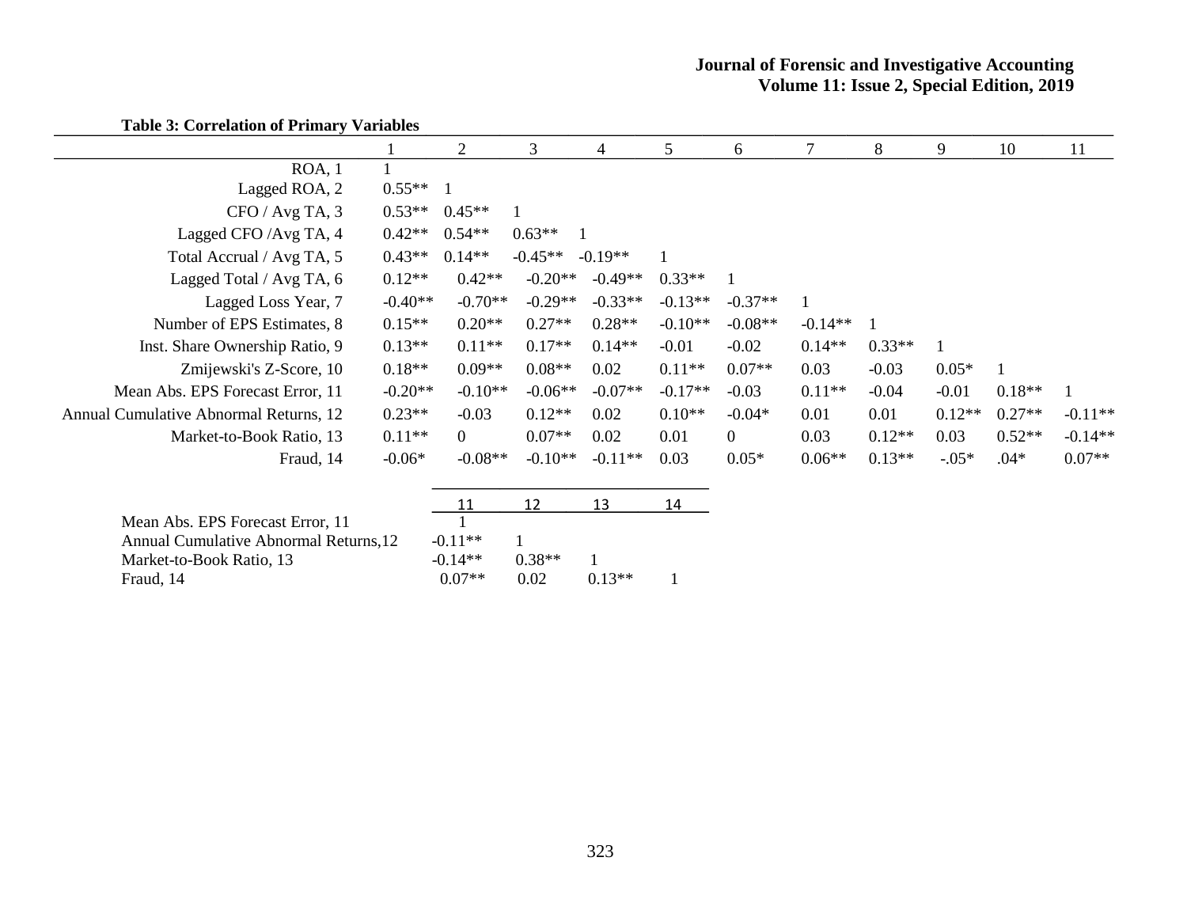**Table 3: Correlation of Primary Variables**

| | 1 | 2 | 3 | 4 | 5 | 6 | 7 | 8 | 9 | 10 | 11 |
|---|---|---|---|---|---|---|---|---|---|---|---|
| ROA, 1 | 1 | | | | | | | | | | |
| Lagged ROA, 2 | 0.55** | 1 | | | | | | | | | |
| CFO / Avg TA, 3 | 0.53** | 0.45** | 1 | | | | | | | | |
| Lagged CFO /Avg TA, 4 | 0.42** | 0.54** | 0.63** | 1 | | | | | | | |
| Total Accrual / Avg TA, 5 | 0.43** | 0.14** | -0.45** | -0.19** | 1 | | | | | | |
| Lagged Total / Avg TA, 6 | 0.12** | 0.42** | -0.20** | -0.49** | 0.33** | 1 | | | | | |
| Lagged Loss Year, 7 | -0.40** | -0.70** | -0.29** | -0.33** | -0.13** | -0.37** | 1 | | | | |
| Number of EPS Estimates, 8 | 0.15** | 0.20** | 0.27** | 0.28** | -0.10** | -0.08** | -0.14** | 1 | | | |
| Inst. Share Ownership Ratio, 9 | 0.13** | 0.11** | 0.17** | 0.14** | -0.01 | -0.02 | 0.14** | 0.33** | 1 | | |
| Zmijewski's Z-Score, 10 | 0.18** | 0.09** | 0.08** | 0.02 | 0.11** | 0.07** | 0.03 | -0.03 | 0.05* | 1 | |
| Mean Abs. EPS Forecast Error, 11 | -0.20** | -0.10** | -0.06** | -0.07** | -0.17** | -0.03 | 0.11** | -0.04 | -0.01 | 0.18** | 1 |
| Annual Cumulative Abnormal Returns, 12 | 0.23** | -0.03 | 0.12** | 0.02 | 0.10** | -0.04* | 0.01 | 0.01 | 0.12** | 0.27** | -0.11** |
| Market-to-Book Ratio, 13 | 0.11** | 0 | 0.07** | 0.02 | 0.01 | 0 | 0.03 | 0.12** | 0.03 | 0.52** | -0.14** |
| Fraud, 14 | -0.06* | -0.08** | -0.10** | -0.11** | 0.03 | 0.05* | 0.06** | 0.13** | -.05* | .04* | 0.07** |

| | 11 | 12 | 13 | 14 |
|---|---|---|---|---|
| Mean Abs. EPS Forecast Error, 11 | 1 | | | |
| Annual Cumulative Abnormal Returns,12 | -0.11** | 1 | | |
| Market-to-Book Ratio, 13 | -0.14** | 0.38** | 1 | |
| Fraud, 14 | 0.07** | 0.02 | 0.13** | 1 |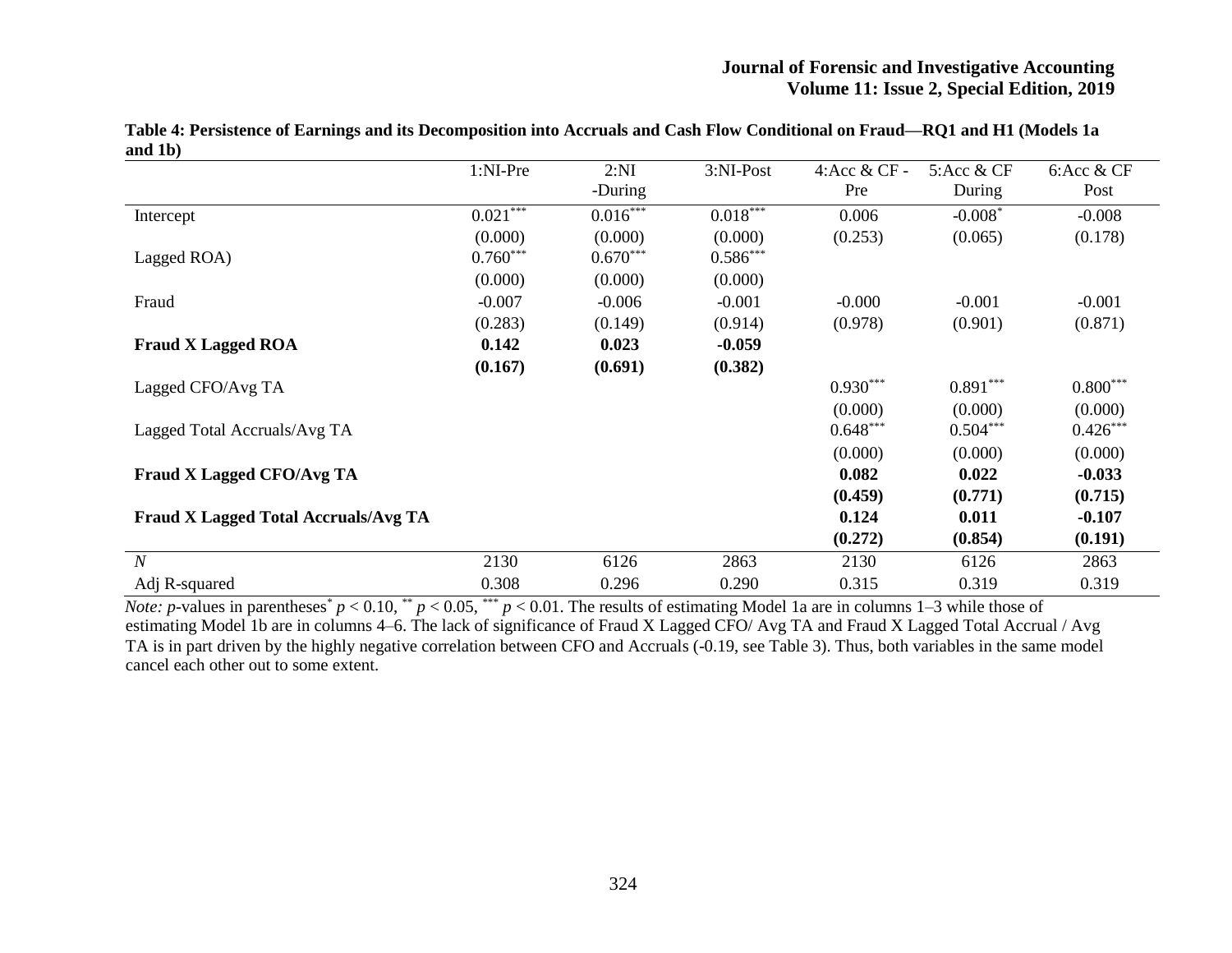**Table 4: Persistence of Earnings and its Decomposition into Accruals and Cash Flow Conditional on Fraud—RQ1 and H1 (Models 1a and 1b)**

| | 1:NI-Pre | 2:NI -During | 3:NI-Post | 4:Acc & CF - Pre | 5:Acc & CF During | 6:Acc & CF Post |
|---|---|---|---|---|---|---|
| Intercept | 0.021*** | 0.016*** | 0.018*** | 0.006 | -0.008* | -0.008 |
| | (0.000) | (0.000) | (0.000) | (0.253) | (0.065) | (0.178) |
| Lagged ROA) | 0.760*** | 0.670*** | 0.586*** | | | |
| | (0.000) | (0.000) | (0.000) | | | |
| Fraud | -0.007 | -0.006 | -0.001 | -0.000 | -0.001 | -0.001 |
| | (0.283) | (0.149) | (0.914) | (0.978) | (0.901) | (0.871) |
| **Fraud X Lagged ROA** | **0.142** | **0.023** | **-0.059** | | | |
| | **(0.167)** | **(0.691)** | **(0.382)** | | | |
| Lagged CFO/Avg TA | | | | 0.930*** | 0.891*** | 0.800*** |
| | | | | (0.000) | (0.000) | (0.000) |
| Lagged Total Accruals/Avg TA | | | | 0.648*** | 0.504*** | 0.426*** |
| | | | | (0.000) | (0.000) | (0.000) |
| **Fraud X Lagged CFO/Avg TA** | | | | **0.082** | **0.022** | **-0.033** |
| | | | | **(0.459)** | **(0.771)** | **(0.715)** |
| **Fraud X Lagged Total Accruals/Avg TA** | | | | **0.124** | **0.011** | **-0.107** |
| | | | | **(0.272)** | **(0.854)** | **(0.191)** |
| *N* | 2130 | 6126 | 2863 | 2130 | 6126 | 2863 |
| Adj R-squared | 0.308 | 0.296 | 0.290 | 0.315 | 0.319 | 0.319 |

*Note: p*-values in parentheses * $p < 0.10$, ** $p < 0.05$, *** $p < 0.01$. The results of estimating Model 1a are in columns 1–3 while those of estimating Model 1b are in columns 4–6. The lack of significance of Fraud X Lagged CFO/ Avg TA and Fraud X Lagged Total Accrual / Avg TA is in part driven by the highly negative correlation between CFO and Accruals (-0.19, see Table 3). Thus, both variables in the same model cancel each other out to some extent.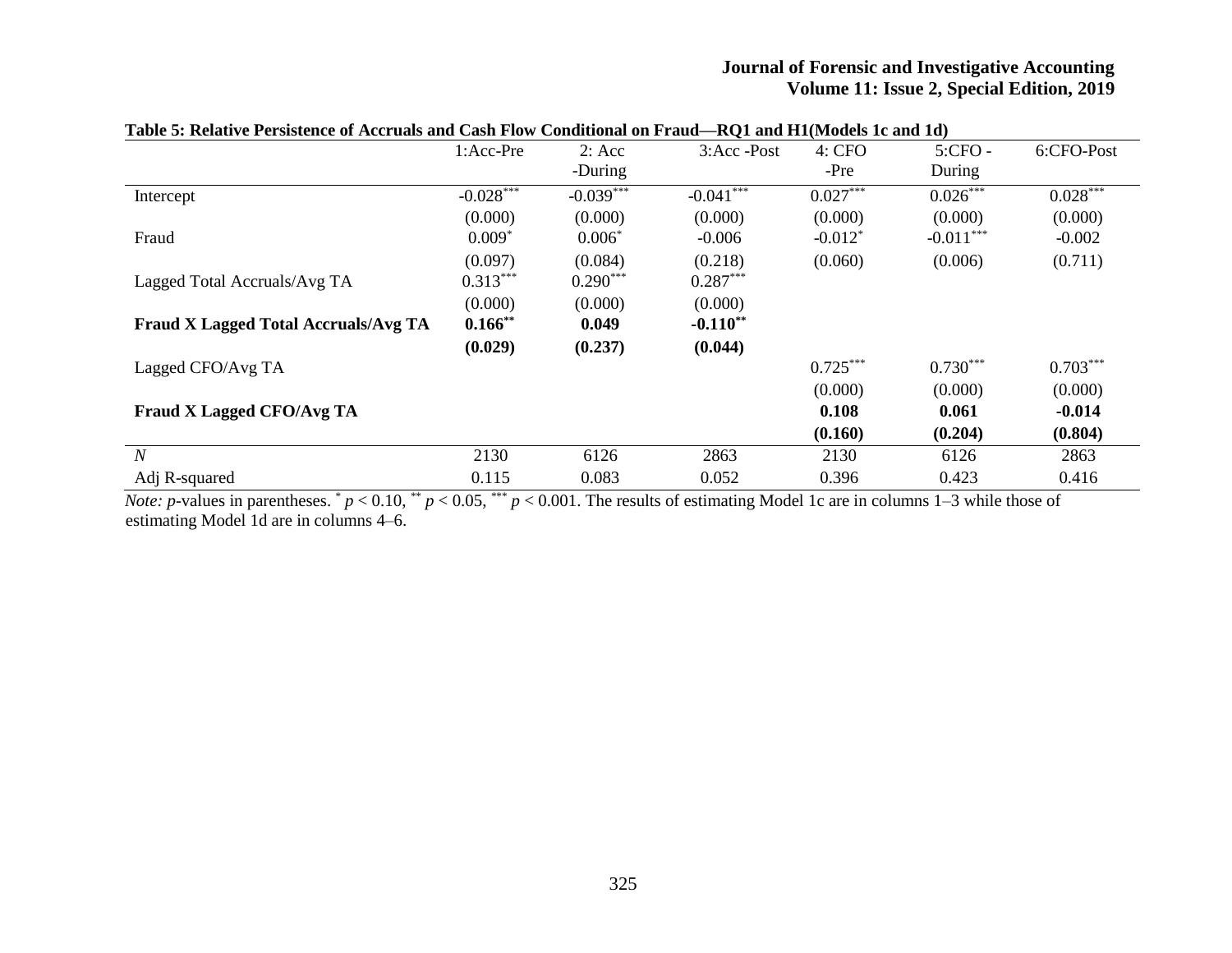**Table 5: Relative Persistence of Accruals and Cash Flow Conditional on Fraud—RQ1 and H1(Models 1c and 1d)**

| | 1:Acc-Pre | 2: Acc -During | 3:Acc -Post | 4: CFO -Pre | 5:CFO - During | 6:CFO-Post |
|---|---|---|---|---|---|---|
| Intercept | -0.028*** | -0.039*** | -0.041*** | 0.027*** | 0.026*** | 0.028*** |
| | (0.000) | (0.000) | (0.000) | (0.000) | (0.000) | (0.000) |
| Fraud | 0.009* | 0.006* | -0.006 | -0.012* | -0.011*** | -0.002 |
| | (0.097) | (0.084) | (0.218) | (0.060) | (0.006) | (0.711) |
| Lagged Total Accruals/Avg TA | 0.313*** | 0.290*** | 0.287*** | | | |
| | (0.000) | (0.000) | (0.000) | | | |
| **Fraud X Lagged Total Accruals/Avg TA** | **0.166**\*\* | **0.049** | **-0.110**\*\* | | | |
| | **(0.029)** | **(0.237)** | **(0.044)** | | | |
| Lagged CFO/Avg TA | | | | 0.725*** | 0.730*** | 0.703*** |
| | | | | (0.000) | (0.000) | (0.000) |
| **Fraud X Lagged CFO/Avg TA** | | | | **0.108** | **0.061** | **-0.014** |
| | | | | **(0.160)** | **(0.204)** | **(0.804)** |
| *N* | 2130 | 6126 | 2863 | 2130 | 6126 | 2863 |
| Adj R-squared | 0.115 | 0.083 | 0.052 | 0.396 | 0.423 | 0.416 |

*Note: p*-values in parentheses. * $p < 0.10$, ** $p < 0.05$, *** $p < 0.001$. The results of estimating Model 1c are in columns 1–3 while those of estimating Model 1d are in columns 4–6.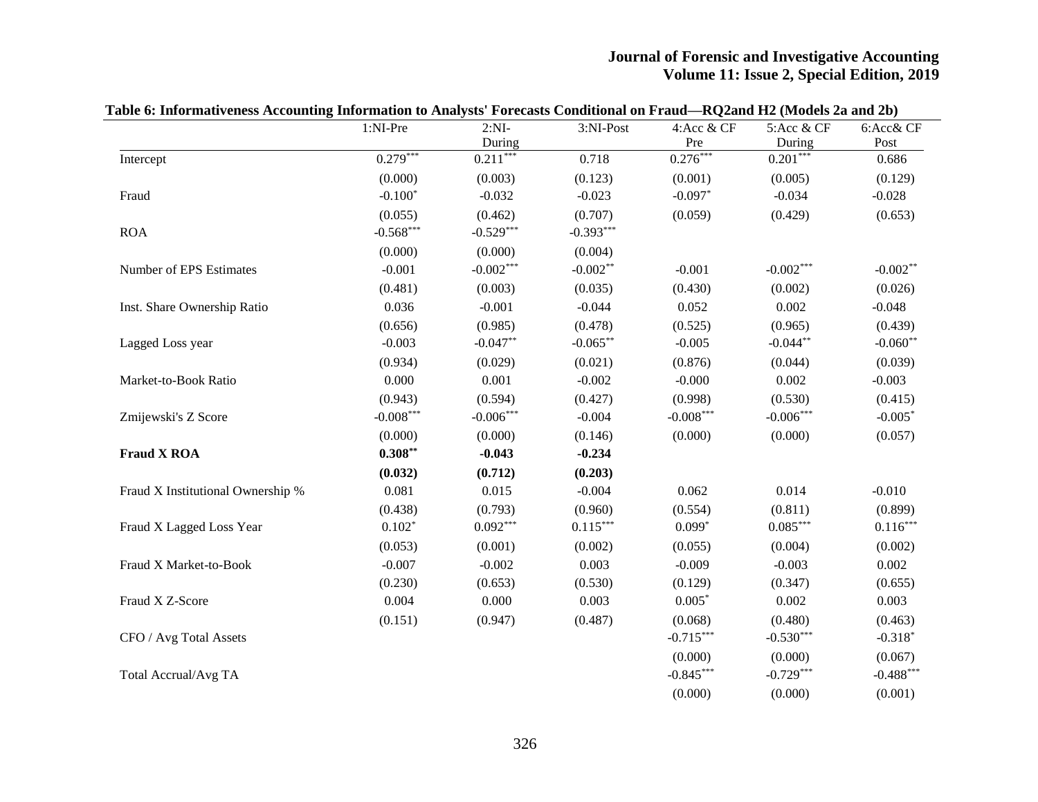**Table 6: Informativeness Accounting Information to Analysts' Forecasts Conditional on Fraud—RQ2and H2 (Models 2a and 2b)**

| | 1:NI-Pre | 2:NI-During | 3:NI-Post | 4:Acc & CF Pre | 5:Acc & CF During | 6:Acc& CF Post |
|---|---|---|---|---|---|---|
| Intercept | 0.279*** | 0.211*** | 0.718 | 0.276*** | 0.201*** | 0.686 |
| | (0.000) | (0.003) | (0.123) | (0.001) | (0.005) | (0.129) |
| Fraud | -0.100* | -0.032 | -0.023 | -0.097* | -0.034 | -0.028 |
| | (0.055) | (0.462) | (0.707) | (0.059) | (0.429) | (0.653) |
| ROA | -0.568*** | -0.529*** | -0.393*** | | | |
| | (0.000) | (0.000) | (0.004) | | | |
| Number of EPS Estimates | -0.001 | -0.002*** | -0.002** | -0.001 | -0.002*** | -0.002** |
| | (0.481) | (0.003) | (0.035) | (0.430) | (0.002) | (0.026) |
| Inst. Share Ownership Ratio | 0.036 | -0.001 | -0.044 | 0.052 | 0.002 | -0.048 |
| | (0.656) | (0.985) | (0.478) | (0.525) | (0.965) | (0.439) |
| Lagged Loss year | -0.003 | -0.047** | -0.065** | -0.005 | -0.044** | -0.060** |
| | (0.934) | (0.029) | (0.021) | (0.876) | (0.044) | (0.039) |
| Market-to-Book Ratio | 0.000 | 0.001 | -0.002 | -0.000 | 0.002 | -0.003 |
| | (0.943) | (0.594) | (0.427) | (0.998) | (0.530) | (0.415) |
| Zmijewski's Z Score | -0.008*** | -0.006*** | -0.004 | -0.008*** | -0.006*** | -0.005* |
| | (0.000) | (0.000) | (0.146) | (0.000) | (0.000) | (0.057) |
| **Fraud X ROA** | **0.308**** | **-0.043** | **-0.234** | | | |
| | **(0.032)** | **(0.712)** | **(0.203)** | | | |
| Fraud X Institutional Ownership % | 0.081 | 0.015 | -0.004 | 0.062 | 0.014 | -0.010 |
| | (0.438) | (0.793) | (0.960) | (0.554) | (0.811) | (0.899) |
| Fraud X Lagged Loss Year | 0.102* | 0.092*** | 0.115*** | 0.099* | 0.085*** | 0.116*** |
| | (0.053) | (0.001) | (0.002) | (0.055) | (0.004) | (0.002) |
| Fraud X Market-to-Book | -0.007 | -0.002 | 0.003 | -0.009 | -0.003 | 0.002 |
| | (0.230) | (0.653) | (0.530) | (0.129) | (0.347) | (0.655) |
| Fraud X Z-Score | 0.004 | 0.000 | 0.003 | 0.005* | 0.002 | 0.003 |
| | (0.151) | (0.947) | (0.487) | (0.068) | (0.480) | (0.463) |
| CFO / Avg Total Assets | | | | -0.715*** | -0.530*** | -0.318* |
| | | | | (0.000) | (0.000) | (0.067) |
| Total Accrual/Avg TA | | | | -0.845*** | -0.729*** | -0.488*** |
| | | | | (0.000) | (0.000) | (0.001) |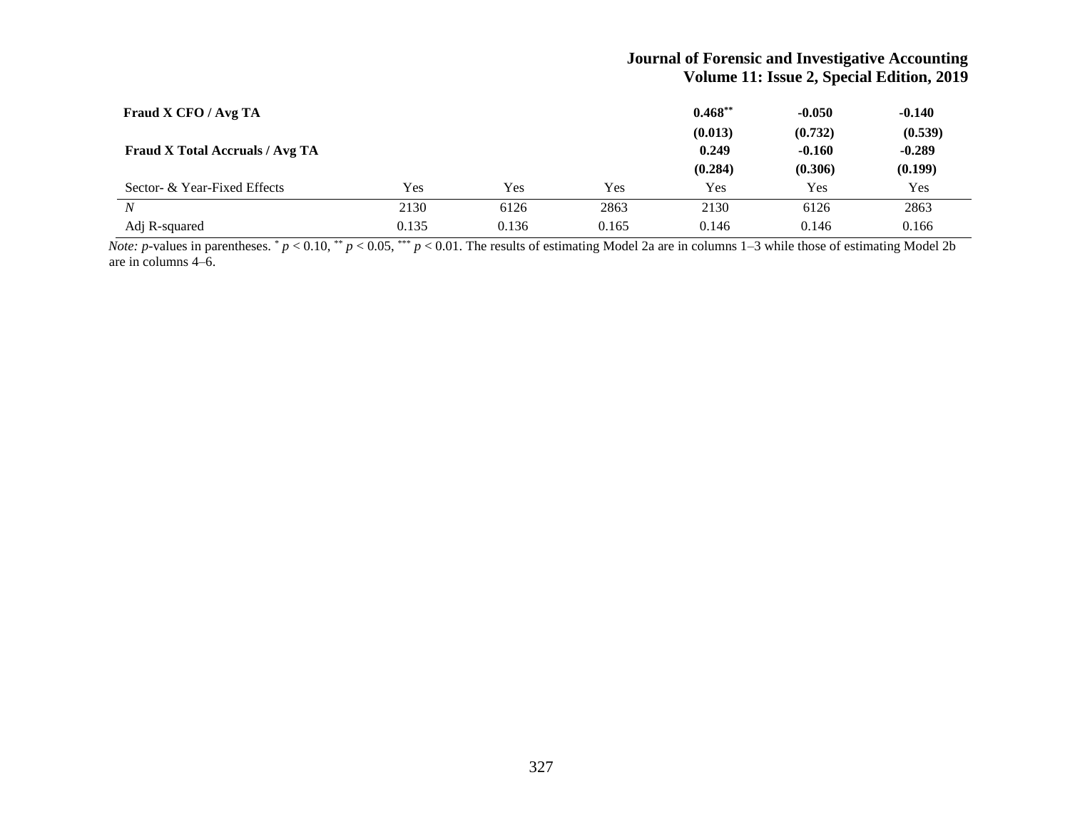| | | | | | | |
|---|---|---|---|---|---|---|
| **Fraud X CFO / Avg TA** | | | | **0.468**** | **-0.050** | **-0.140** |
| | | | | **(0.013)** | **(0.732)** | **(0.539)** |
| **Fraud X Total Accruals / Avg TA** | | | | **0.249** | **-0.160** | **-0.289** |
| | | | | **(0.284)** | **(0.306)** | **(0.199)** |
| Sector- & Year-Fixed Effects | Yes | Yes | Yes | Yes | Yes | Yes |
| *N* | 2130 | 6126 | 2863 | 2130 | 6126 | 2863 |
| Adj R-squared | 0.135 | 0.136 | 0.165 | 0.146 | 0.146 | 0.166 |

*Note: p*-values in parentheses. * $p < 0.10$, ** $p < 0.05$, *** $p < 0.01$. The results of estimating Model 2a are in columns 1–3 while those of estimating Model 2b are in columns 4–6.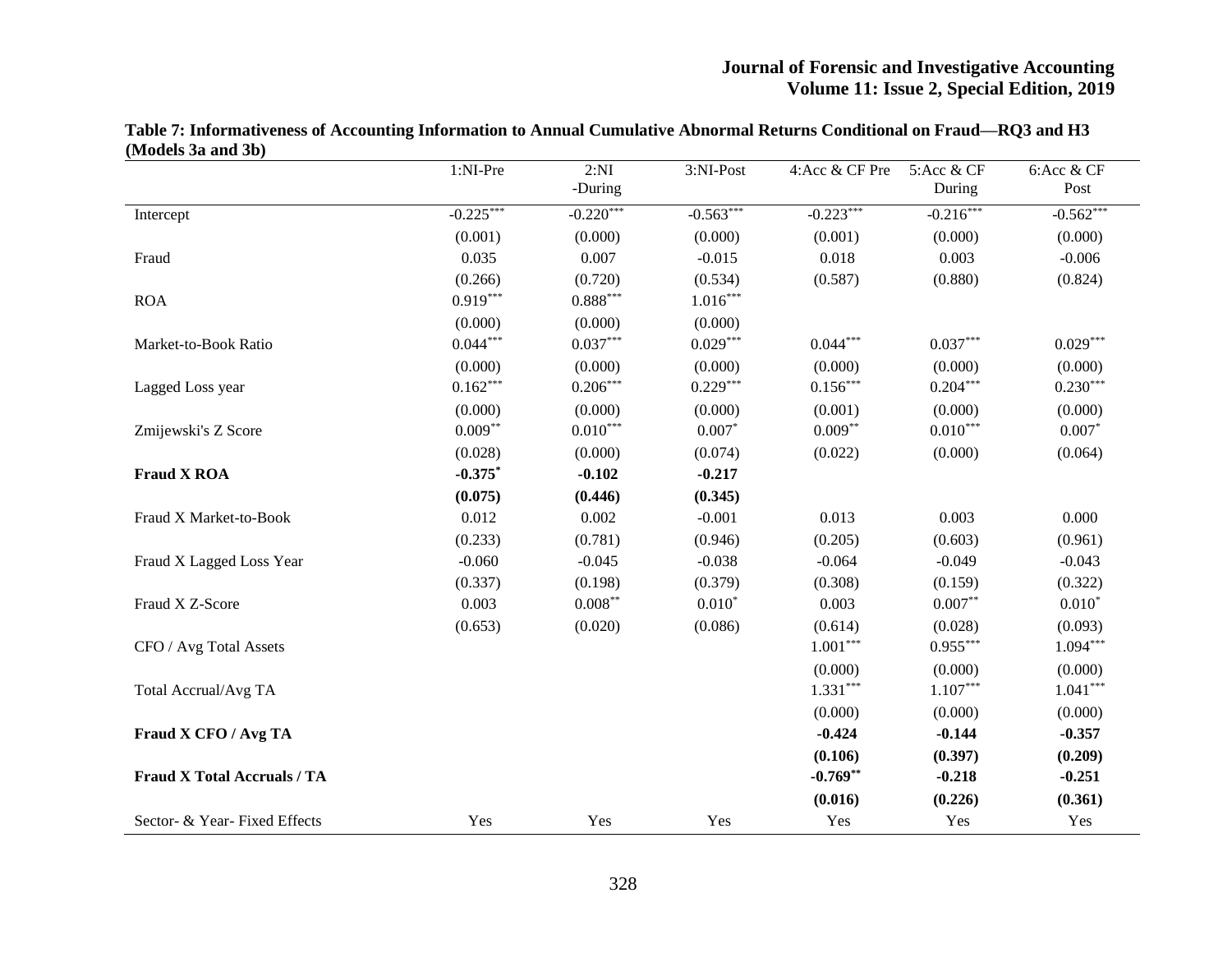**Table 7: Informativeness of Accounting Information to Annual Cumulative Abnormal Returns Conditional on Fraud—RQ3 and H3 (Models 3a and 3b)**

| | 1:NI-Pre | 2:NI -During | 3:NI-Post | 4:Acc & CF Pre | 5:Acc & CF During | 6:Acc & CF Post |
|---|---|---|---|---|---|---|
| Intercept | $-0.225^{***}$ | $-0.220^{***}$ | $-0.563^{***}$ | $-0.223^{***}$ | $-0.216^{***}$ | $-0.562^{***}$ |
| | (0.001) | (0.000) | (0.000) | (0.001) | (0.000) | (0.000) |
| Fraud | 0.035 | 0.007 | -0.015 | 0.018 | 0.003 | -0.006 |
| | (0.266) | (0.720) | (0.534) | (0.587) | (0.880) | (0.824) |
| ROA | $0.919^{***}$ | $0.888^{***}$ | $1.016^{***}$ | | | |
| | (0.000) | (0.000) | (0.000) | | | |
| Market-to-Book Ratio | $0.044^{***}$ | $0.037^{***}$ | $0.029^{***}$ | $0.044^{***}$ | $0.037^{***}$ | $0.029^{***}$ |
| | (0.000) | (0.000) | (0.000) | (0.000) | (0.000) | (0.000) |
| Lagged Loss year | $0.162^{***}$ | $0.206^{***}$ | $0.229^{***}$ | $0.156^{***}$ | $0.204^{***}$ | $0.230^{***}$ |
| | (0.000) | (0.000) | (0.000) | (0.001) | (0.000) | (0.000) |
| Zmijewski's Z Score | $0.009^{**}$ | $0.010^{***}$ | $0.007^{*}$ | $0.009^{**}$ | $0.010^{***}$ | $0.007^{*}$ |
| | (0.028) | (0.000) | (0.074) | (0.022) | (0.000) | (0.064) |
| **Fraud X ROA** | **$-0.375^{*}$** | **-0.102** | **-0.217** | | | |
| | **(0.075)** | **(0.446)** | **(0.345)** | | | |
| Fraud X Market-to-Book | 0.012 | 0.002 | -0.001 | 0.013 | 0.003 | 0.000 |
| | (0.233) | (0.781) | (0.946) | (0.205) | (0.603) | (0.961) |
| Fraud X Lagged Loss Year | -0.060 | -0.045 | -0.038 | -0.064 | -0.049 | -0.043 |
| | (0.337) | (0.198) | (0.379) | (0.308) | (0.159) | (0.322) |
| Fraud X Z-Score | 0.003 | $0.008^{**}$ | $0.010^{*}$ | 0.003 | $0.007^{**}$ | $0.010^{*}$ |
| | (0.653) | (0.020) | (0.086) | (0.614) | (0.028) | (0.093) |
| CFO / Avg Total Assets | | | | $1.001^{***}$ | $0.955^{***}$ | $1.094^{***}$ |
| | | | | (0.000) | (0.000) | (0.000) |
| Total Accrual/Avg TA | | | | $1.331^{***}$ | $1.107^{***}$ | $1.041^{***}$ |
| | | | | (0.000) | (0.000) | (0.000) |
| **Fraud X CFO / Avg TA** | | | | **-0.424** | **-0.144** | **-0.357** |
| | | | | **(0.106)** | **(0.397)** | **(0.209)** |
| **Fraud X Total Accruals / TA** | | | | **$-0.769^{**}$** | **-0.218** | **-0.251** |
| | | | | **(0.016)** | **(0.226)** | **(0.361)** |
| Sector- & Year- Fixed Effects | Yes | Yes | Yes | Yes | Yes | Yes |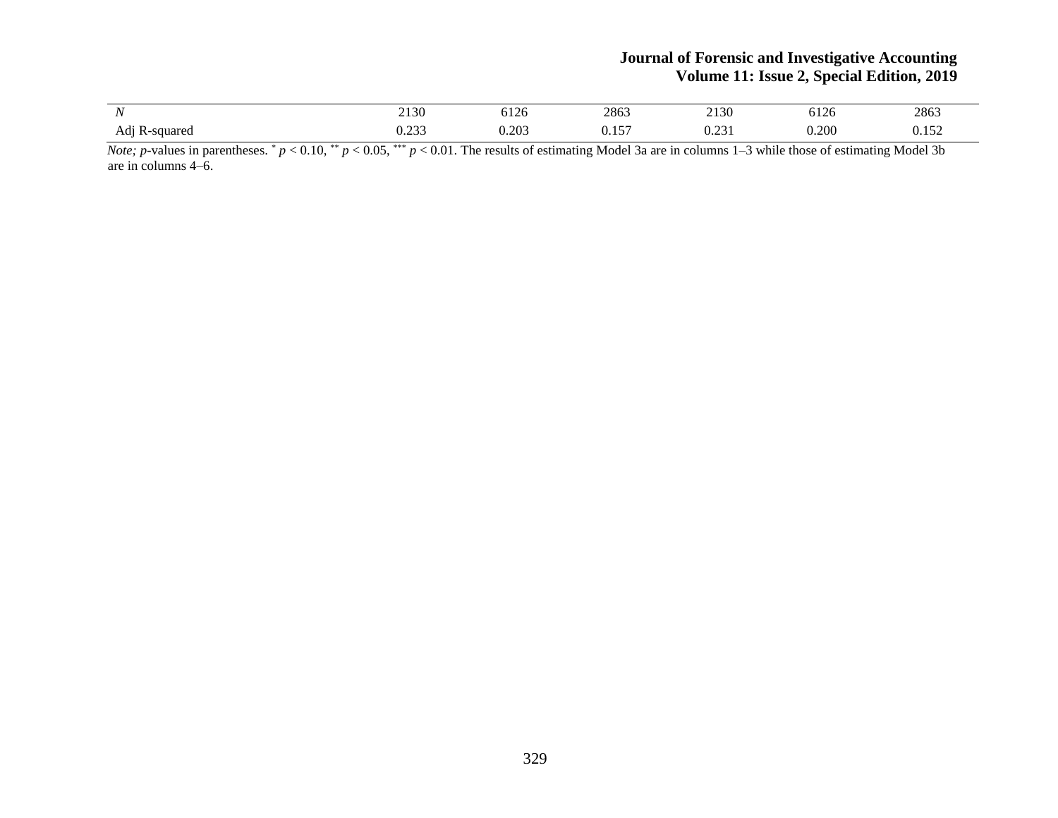| | | | | | | |
|---|---|---|---|---|---|---|
| *N* | 2130 | 6126 | 2863 | 2130 | 6126 | 2863 |
| Adj R-squared | 0.233 | 0.203 | 0.157 | 0.231 | 0.200 | 0.152 |

*Note; p*-values in parentheses. $^{*}$ $p < 0.10$, $^{**}$ $p < 0.05$, $^{***}$ $p < 0.01$. The results of estimating Model 3a are in columns 1–3 while those of estimating Model 3b are in columns 4–6.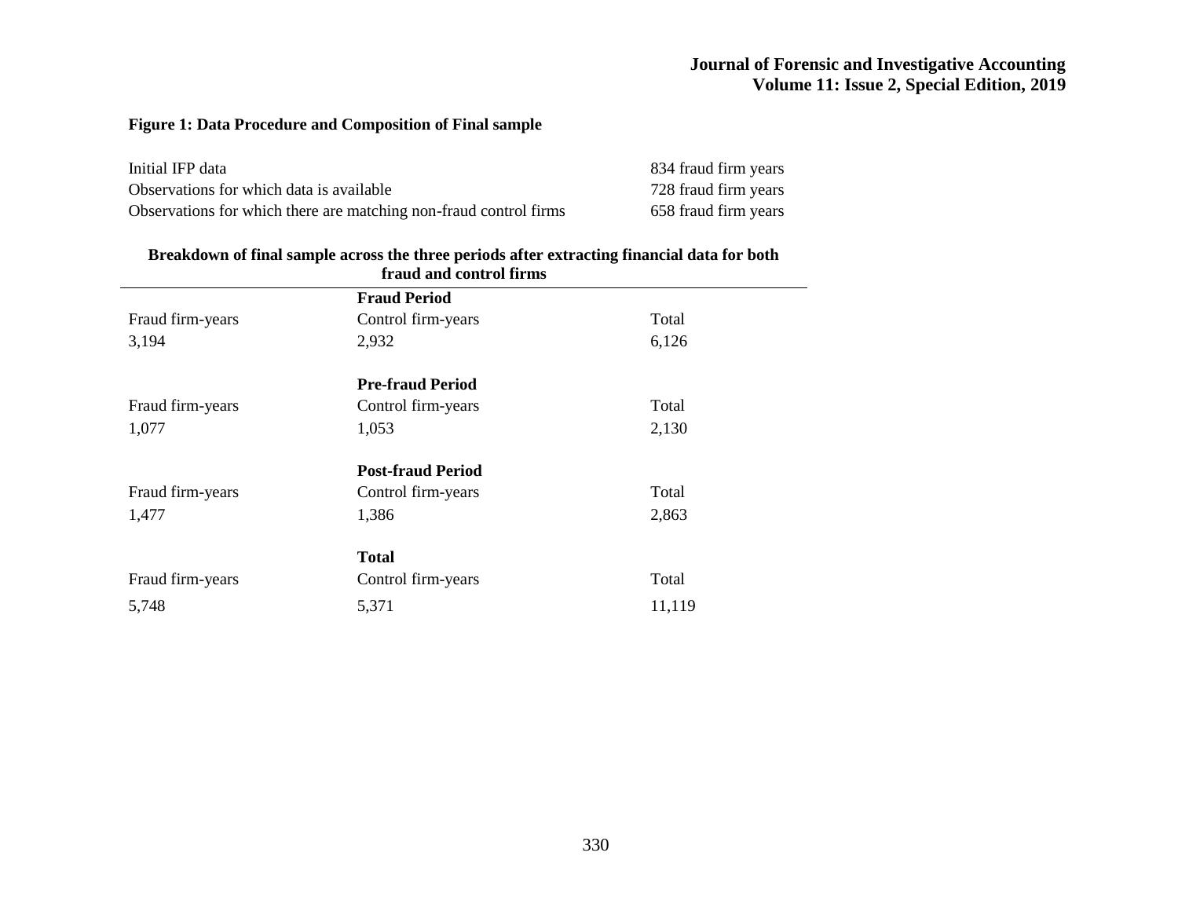**Figure 1: Data Procedure and Composition of Final sample**

| | |
|---|---|
| Initial IFP data | 834 fraud firm years |
| Observations for which data is available | 728 fraud firm years |
| Observations for which there are matching non-fraud control firms | 658 fraud firm years |

**Breakdown of final sample across the three periods after extracting financial data for both fraud and control firms**

| | **Fraud Period** | |
|---|---|---|
| Fraud firm-years | Control firm-years | Total |
| 3,194 | 2,932 | 6,126 |
| | **Pre-fraud Period** | |
| Fraud firm-years | Control firm-years | Total |
| 1,077 | 1,053 | 2,130 |
| | **Post-fraud Period** | |
| Fraud firm-years | Control firm-years | Total |
| 1,477 | 1,386 | 2,863 |
| | **Total** | |
| Fraud firm-years | Control firm-years | Total |
| 5,748 | 5,371 | 11,119 |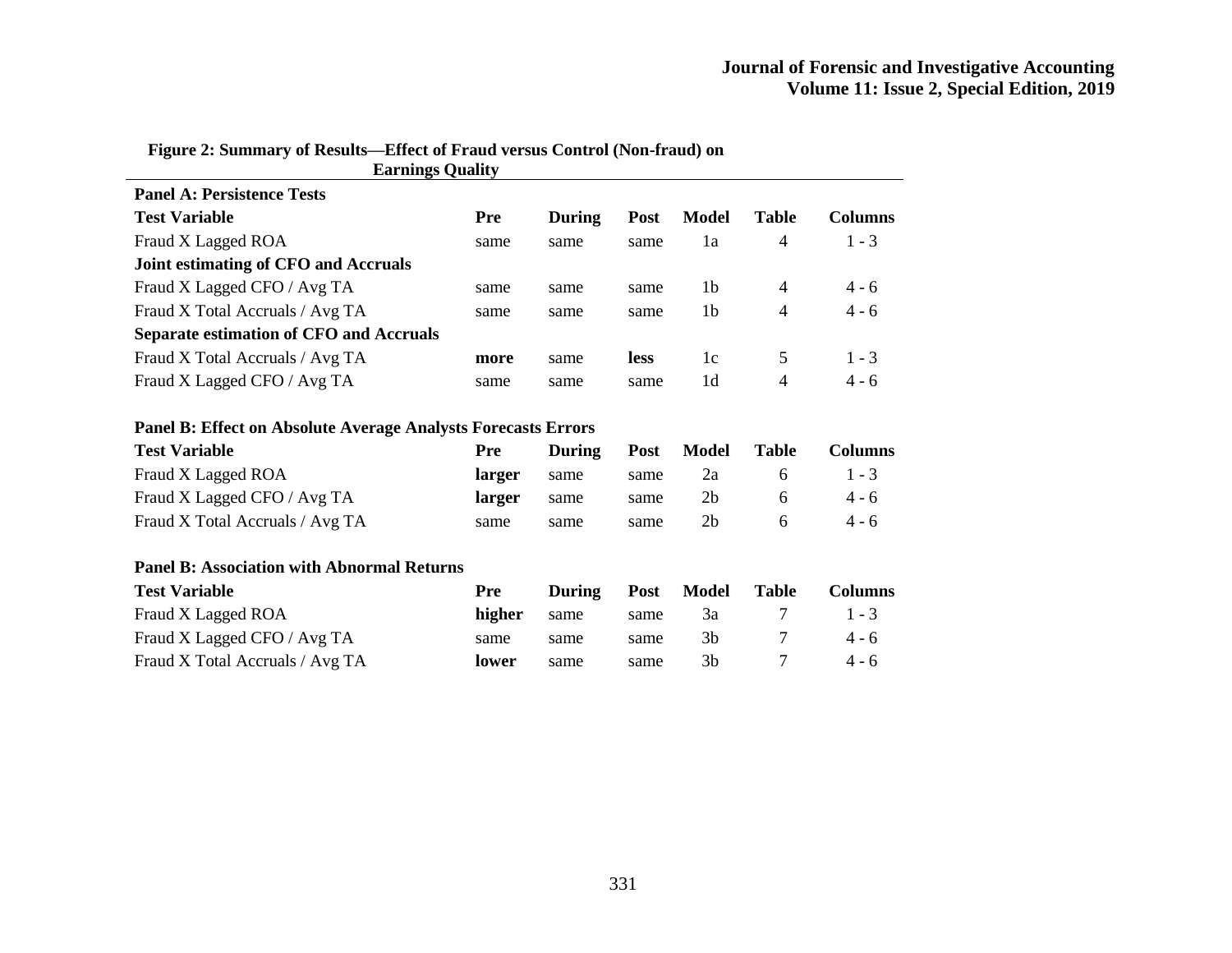**Figure 2: Summary of Results—Effect of Fraud versus Control (Non-fraud) on Earnings Quality**

| | | | | | | |
|---|---|---|---|---|---|---|
| **Panel A: Persistence Tests** | | | | | | |
| **Test Variable** | **Pre** | **During** | **Post** | **Model** | **Table** | **Columns** |
| Fraud X Lagged ROA | same | same | same | 1a | 4 | 1 - 3 |
| **Joint estimating of CFO and Accruals** | | | | | | |
| Fraud X Lagged CFO / Avg TA | same | same | same | 1b | 4 | 4 - 6 |
| Fraud X Total Accruals / Avg TA | same | same | same | 1b | 4 | 4 - 6 |
| **Separate estimation of CFO and Accruals** | | | | | | |
| Fraud X Total Accruals / Avg TA | **more** | same | **less** | 1c | 5 | 1 - 3 |
| Fraud X Lagged CFO / Avg TA | same | same | same | 1d | 4 | 4 - 6 |
| | | | | | | |
| **Panel B: Effect on Absolute Average Analysts Forecasts Errors** | | | | | | |
| **Test Variable** | **Pre** | **During** | **Post** | **Model** | **Table** | **Columns** |
| Fraud X Lagged ROA | **larger** | same | same | 2a | 6 | 1 - 3 |
| Fraud X Lagged CFO / Avg TA | **larger** | same | same | 2b | 6 | 4 - 6 |
| Fraud X Total Accruals / Avg TA | same | same | same | 2b | 6 | 4 - 6 |
| | | | | | | |
| **Panel B: Association with Abnormal Returns** | | | | | | |
| **Test Variable** | **Pre** | **During** | **Post** | **Model** | **Table** | **Columns** |
| Fraud X Lagged ROA | **higher** | same | same | 3a | 7 | 1 - 3 |
| Fraud X Lagged CFO / Avg TA | same | same | same | 3b | 7 | 4 - 6 |
| Fraud X Total Accruals / Avg TA | **lower** | same | same | 3b | 7 | 4 - 6 |